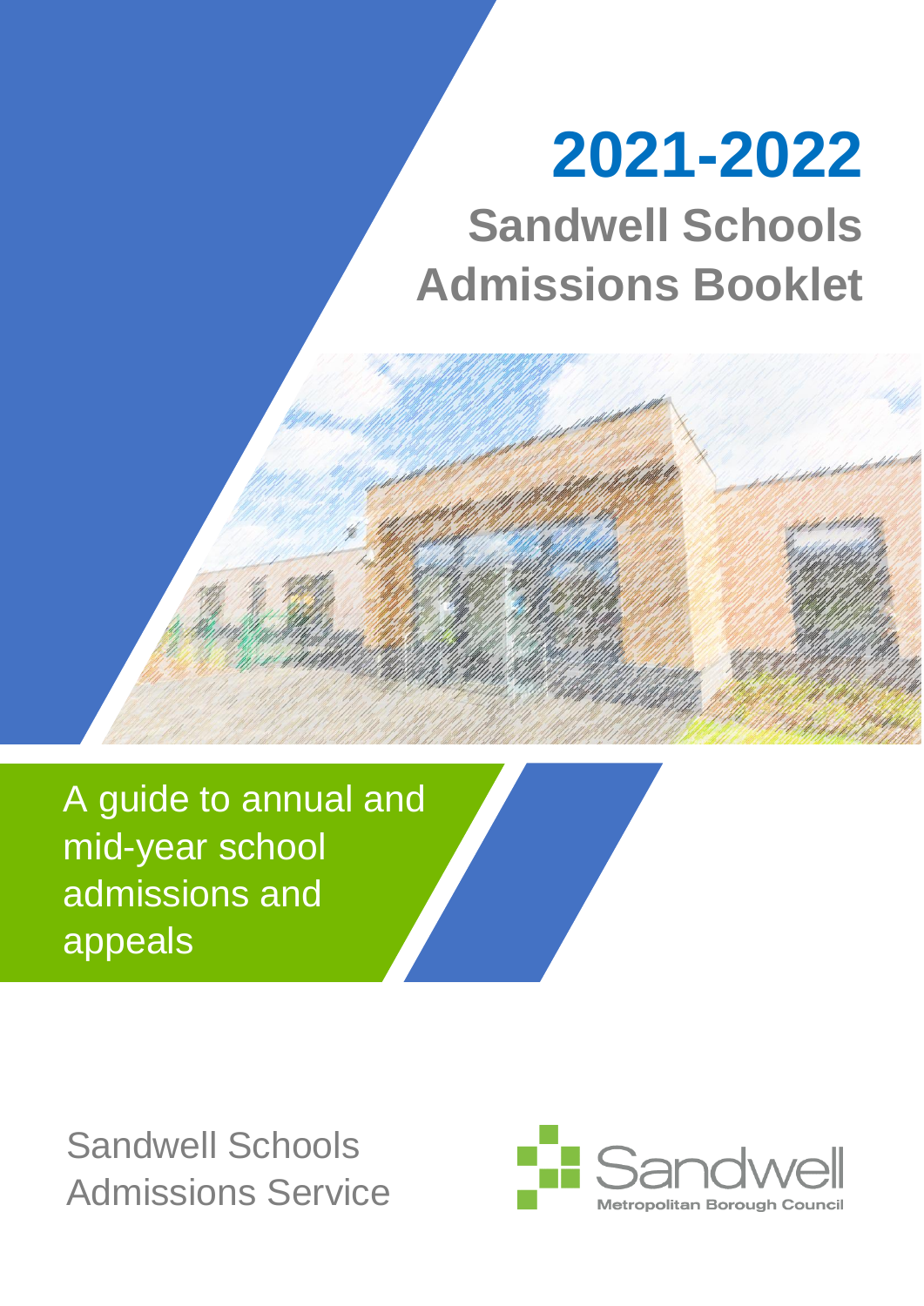# 2021-2022

## Sandwell Schools Admissions Booklet

A guide to annual and mid-year school admissions and appeals

Sandwell Schools Admissions Service

Sandwell Metropolitan Borough Council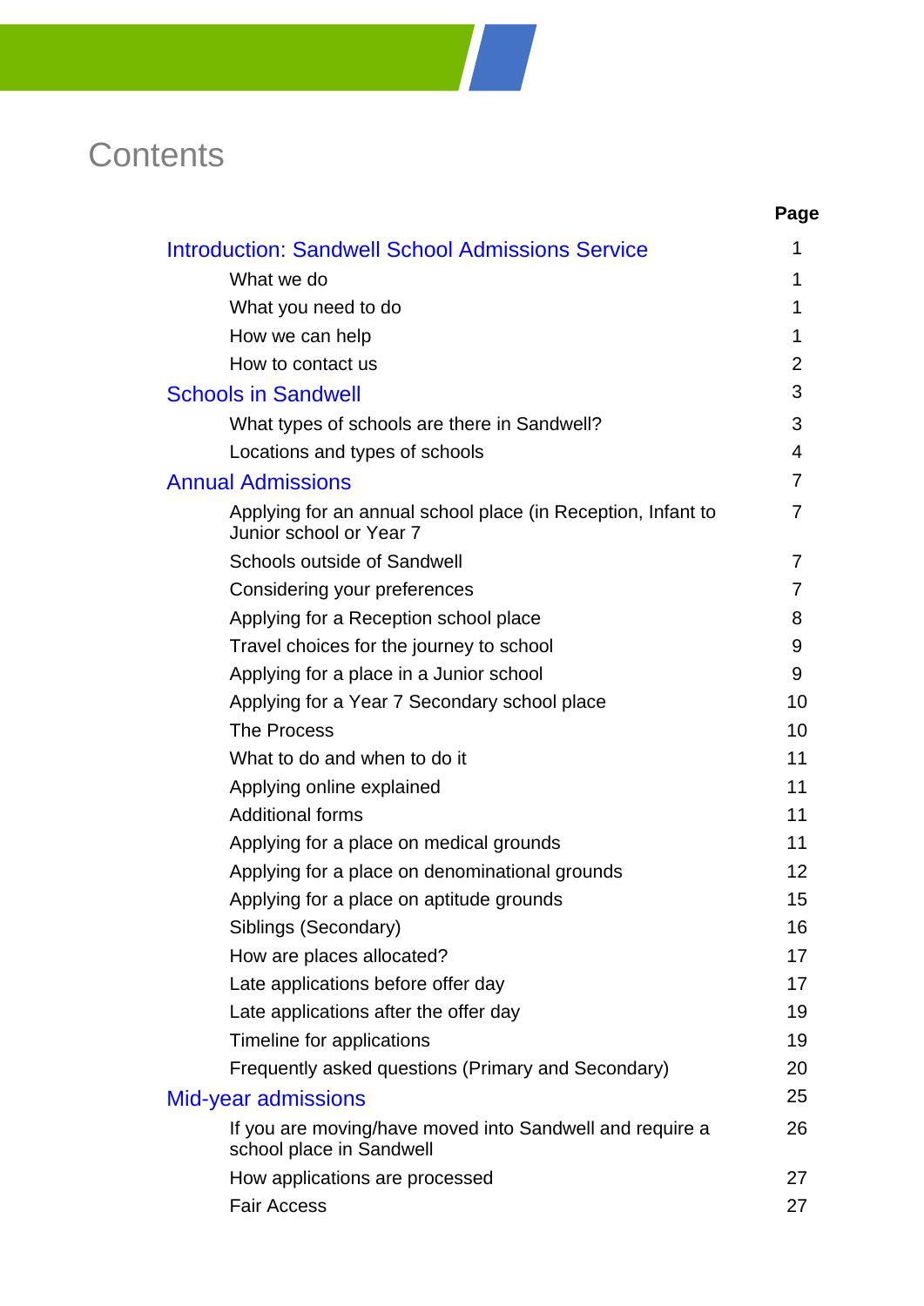# Contents

| | Page |
|---|---|
| **Introduction: Sandwell School Admissions Service** | 1 |
| What we do | 1 |
| What you need to do | 1 |
| How we can help | 1 |
| How to contact us | 2 |
| **Schools in Sandwell** | 3 |
| What types of schools are there in Sandwell? | 3 |
| Locations and types of schools | 4 |
| **Annual Admissions** | 7 |
| Applying for an annual school place (in Reception, Infant to Junior school or Year 7 | 7 |
| Schools outside of Sandwell | 7 |
| Considering your preferences | 7 |
| Applying for a Reception school place | 8 |
| Travel choices for the journey to school | 9 |
| Applying for a place in a Junior school | 9 |
| Applying for a Year 7 Secondary school place | 10 |
| The Process | 10 |
| What to do and when to do it | 11 |
| Applying online explained | 11 |
| Additional forms | 11 |
| Applying for a place on medical grounds | 11 |
| Applying for a place on denominational grounds | 12 |
| Applying for a place on aptitude grounds | 15 |
| Siblings (Secondary) | 16 |
| How are places allocated? | 17 |
| Late applications before offer day | 17 |
| Late applications after the offer day | 19 |
| Timeline for applications | 19 |
| Frequently asked questions (Primary and Secondary) | 20 |
| **Mid-year admissions** | 25 |
| If you are moving/have moved into Sandwell and require a school place in Sandwell | 26 |
| How applications are processed | 27 |
| Fair Access | 27 |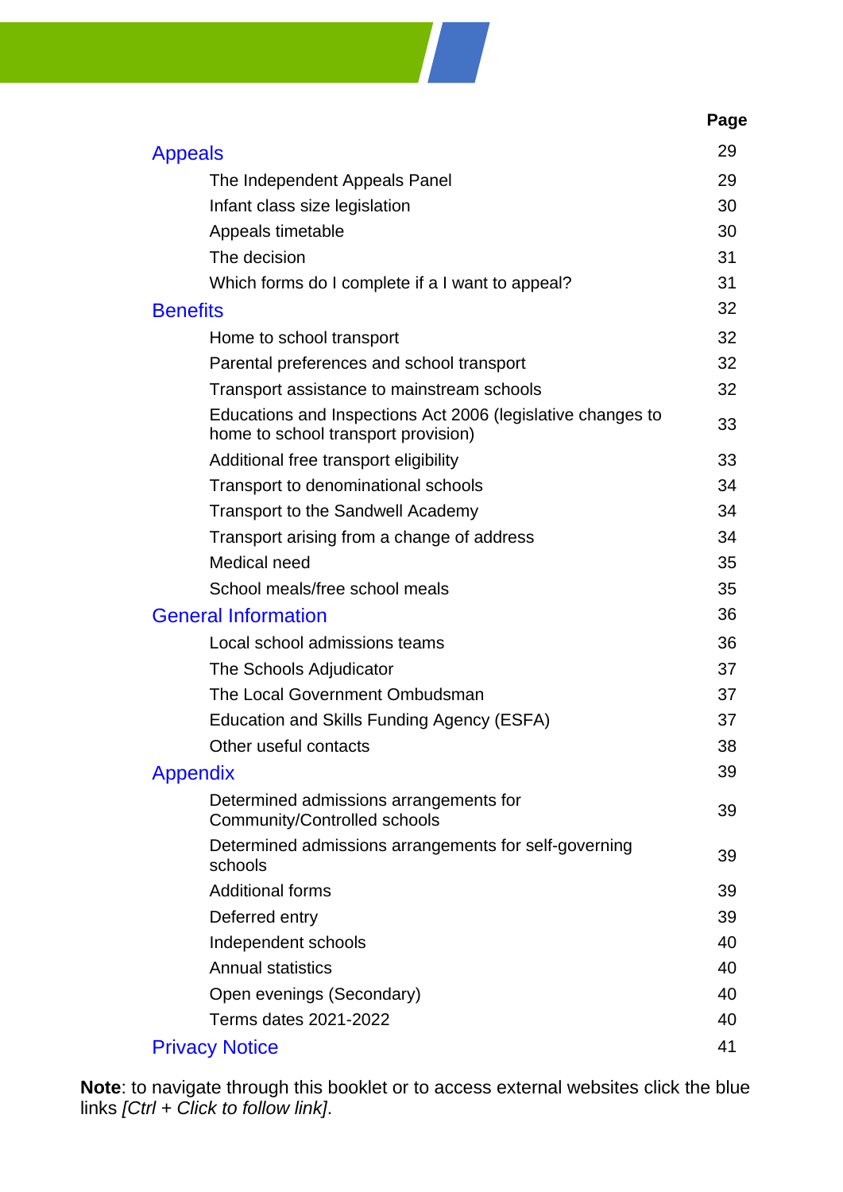| | Page |
|---|---|
| **Appeals** | 29 |
| The Independent Appeals Panel | 29 |
| Infant class size legislation | 30 |
| Appeals timetable | 30 |
| The decision | 31 |
| Which forms do I complete if a I want to appeal? | 31 |
| **Benefits** | 32 |
| Home to school transport | 32 |
| Parental preferences and school transport | 32 |
| Transport assistance to mainstream schools | 32 |
| Educations and Inspections Act 2006 (legislative changes to home to school transport provision) | 33 |
| Additional free transport eligibility | 33 |
| Transport to denominational schools | 34 |
| Transport to the Sandwell Academy | 34 |
| Transport arising from a change of address | 34 |
| Medical need | 35 |
| School meals/free school meals | 35 |
| **General Information** | 36 |
| Local school admissions teams | 36 |
| The Schools Adjudicator | 37 |
| The Local Government Ombudsman | 37 |
| Education and Skills Funding Agency (ESFA) | 37 |
| Other useful contacts | 38 |
| **Appendix** | 39 |
| Determined admissions arrangements for Community/Controlled schools | 39 |
| Determined admissions arrangements for self-governing schools | 39 |
| Additional forms | 39 |
| Deferred entry | 39 |
| Independent schools | 40 |
| Annual statistics | 40 |
| Open evenings (Secondary) | 40 |
| Terms dates 2021-2022 | 40 |
| **Privacy Notice** | 41 |

**Note**: to navigate through this booklet or to access external websites click the blue links *[Ctrl + Click to follow link]*.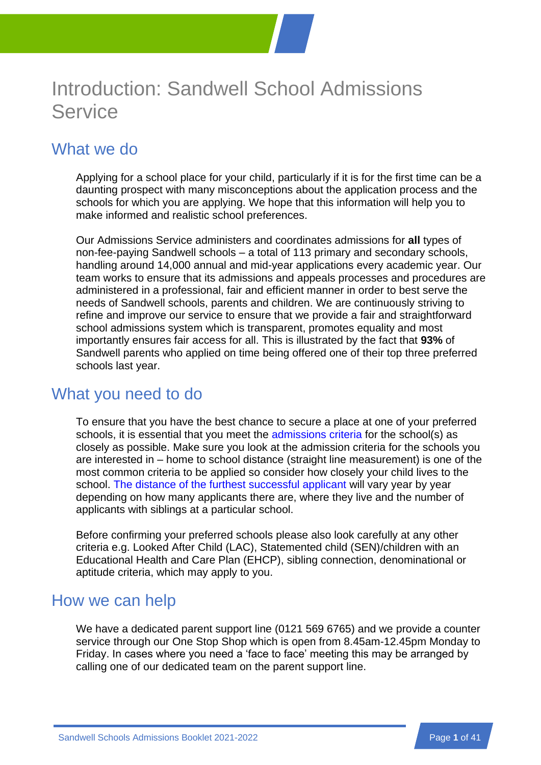# Introduction: Sandwell School Admissions Service

## What we do

Applying for a school place for your child, particularly if it is for the first time can be a daunting prospect with many misconceptions about the application process and the schools for which you are applying. We hope that this information will help you to make informed and realistic school preferences.

Our Admissions Service administers and coordinates admissions for **all** types of non-fee-paying Sandwell schools – a total of 113 primary and secondary schools, handling around 14,000 annual and mid-year applications every academic year. Our team works to ensure that its admissions and appeals processes and procedures are administered in a professional, fair and efficient manner in order to best serve the needs of Sandwell schools, parents and children. We are continuously striving to refine and improve our service to ensure that we provide a fair and straightforward school admissions system which is transparent, promotes equality and most importantly ensures fair access for all. This is illustrated by the fact that **93%** of Sandwell parents who applied on time being offered one of their top three preferred schools last year.

## What you need to do

To ensure that you have the best chance to secure a place at one of your preferred schools, it is essential that you meet the admissions criteria for the school(s) as closely as possible. Make sure you look at the admission criteria for the schools you are interested in – home to school distance (straight line measurement) is one of the most common criteria to be applied so consider how closely your child lives to the school. The distance of the furthest successful applicant will vary year by year depending on how many applicants there are, where they live and the number of applicants with siblings at a particular school.

Before confirming your preferred schools please also look carefully at any other criteria e.g. Looked After Child (LAC), Statemented child (SEN)/children with an Educational Health and Care Plan (EHCP), sibling connection, denominational or aptitude criteria, which may apply to you.

## How we can help

We have a dedicated parent support line (0121 569 6765) and we provide a counter service through our One Stop Shop which is open from 8.45am-12.45pm Monday to Friday. In cases where you need a 'face to face' meeting this may be arranged by calling one of our dedicated team on the parent support line.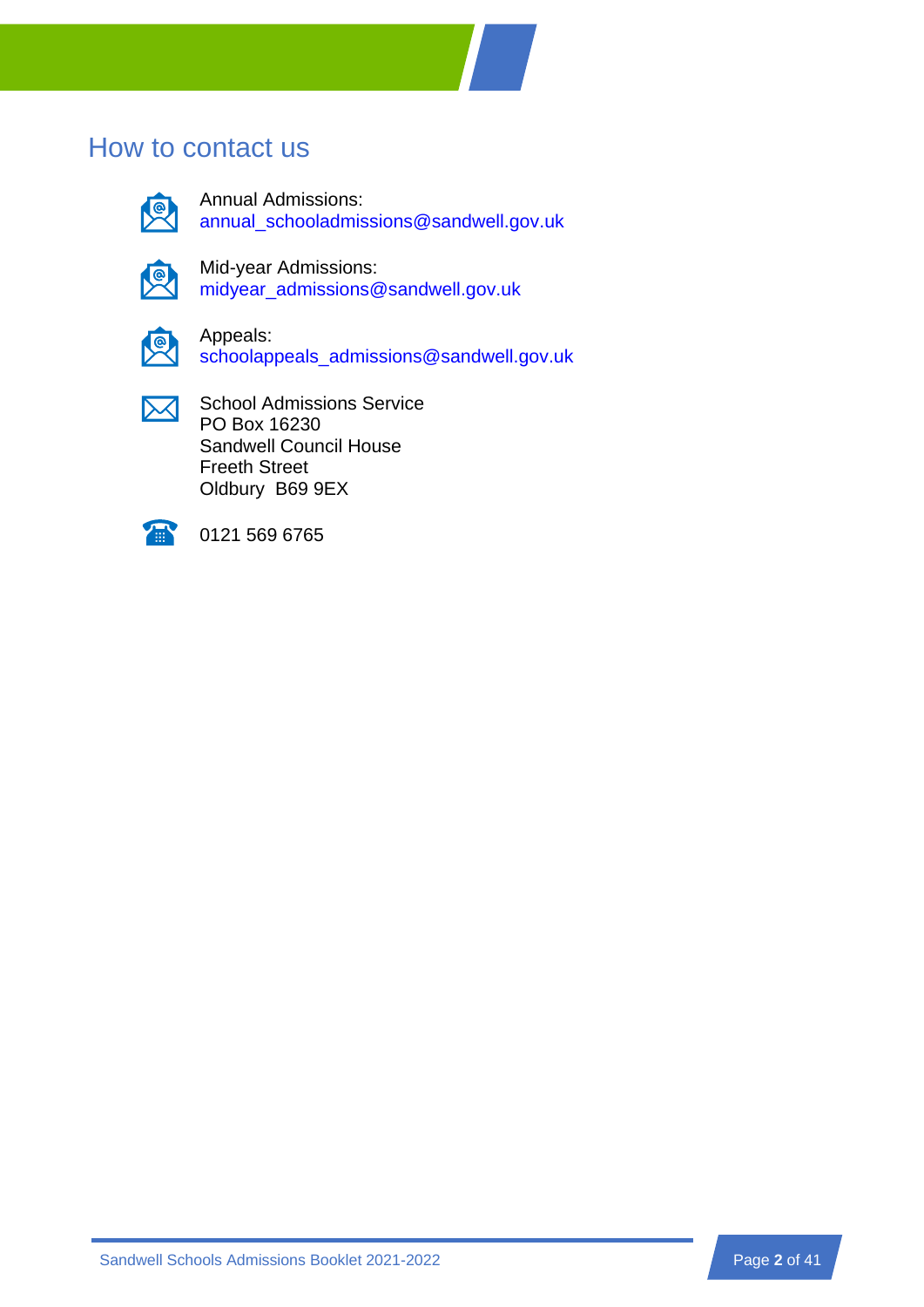# How to contact us

Annual Admissions:
annual_schooladmissions@sandwell.gov.uk

Mid-year Admissions:
midyear_admissions@sandwell.gov.uk

Appeals:
schoolappeals_admissions@sandwell.gov.uk

School Admissions Service
PO Box 16230
Sandwell Council House
Freeth Street
Oldbury B69 9EX

0121 569 6765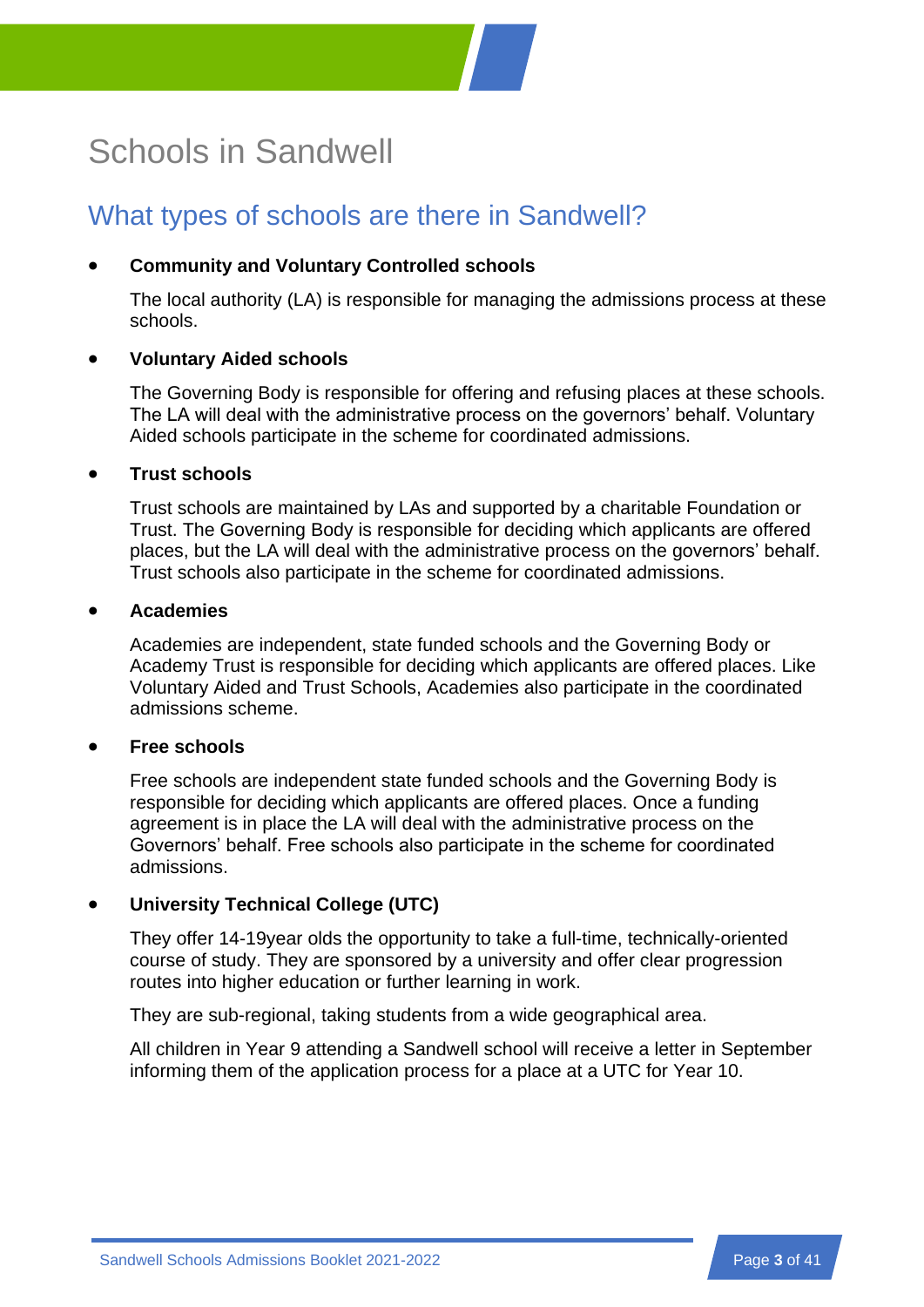# Schools in Sandwell

## What types of schools are there in Sandwell?

- **Community and Voluntary Controlled schools**

  The local authority (LA) is responsible for managing the admissions process at these schools.

- **Voluntary Aided schools**

  The Governing Body is responsible for offering and refusing places at these schools. The LA will deal with the administrative process on the governors' behalf. Voluntary Aided schools participate in the scheme for coordinated admissions.

- **Trust schools**

  Trust schools are maintained by LAs and supported by a charitable Foundation or Trust. The Governing Body is responsible for deciding which applicants are offered places, but the LA will deal with the administrative process on the governors' behalf. Trust schools also participate in the scheme for coordinated admissions.

- **Academies**

  Academies are independent, state funded schools and the Governing Body or Academy Trust is responsible for deciding which applicants are offered places. Like Voluntary Aided and Trust Schools, Academies also participate in the coordinated admissions scheme.

- **Free schools**

  Free schools are independent state funded schools and the Governing Body is responsible for deciding which applicants are offered places. Once a funding agreement is in place the LA will deal with the administrative process on the Governors' behalf. Free schools also participate in the scheme for coordinated admissions.

- **University Technical College (UTC)**

  They offer 14-19year olds the opportunity to take a full-time, technically-oriented course of study. They are sponsored by a university and offer clear progression routes into higher education or further learning in work.

  They are sub-regional, taking students from a wide geographical area.

  All children in Year 9 attending a Sandwell school will receive a letter in September informing them of the application process for a place at a UTC for Year 10.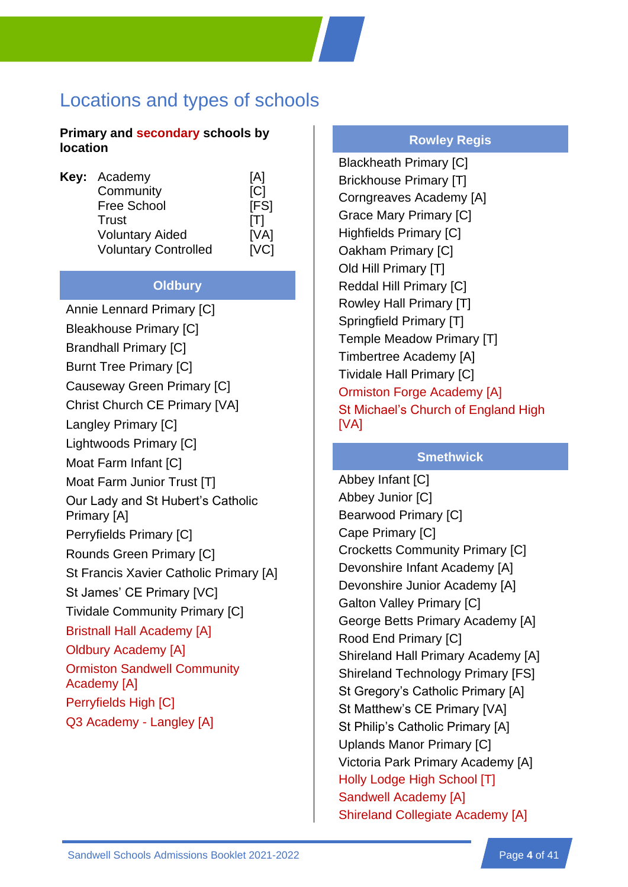# Locations and types of schools

**Primary and secondary schools by location**

| Key: | |
|---|---|
| Academy | [A] |
| Community | [C] |
| Free School | [FS] |
| Trust | [T] |
| Voluntary Aided | [VA] |
| Voluntary Controlled | [VC] |

### Oldbury

Annie Lennard Primary [C]
Bleakhouse Primary [C]
Brandhall Primary [C]
Burnt Tree Primary [C]
Causeway Green Primary [C]
Christ Church CE Primary [VA]
Langley Primary [C]
Lightwoods Primary [C]
Moat Farm Infant [C]
Moat Farm Junior Trust [T]
Our Lady and St Hubert's Catholic Primary [A]
Perryfields Primary [C]
Rounds Green Primary [C]
St Francis Xavier Catholic Primary [A]
St James' CE Primary [VC]
Tividale Community Primary [C]
Bristnall Hall Academy [A]
Oldbury Academy [A]
Ormiston Sandwell Community Academy [A]
Perryfields High [C]
Q3 Academy - Langley [A]

### Rowley Regis

Blackheath Primary [C]
Brickhouse Primary [T]
Corngreaves Academy [A]
Grace Mary Primary [C]
Highfields Primary [C]
Oakham Primary [C]
Old Hill Primary [T]
Reddal Hill Primary [C]
Rowley Hall Primary [T]
Springfield Primary [T]
Temple Meadow Primary [T]
Timbertree Academy [A]
Tividale Hall Primary [C]
Ormiston Forge Academy [A]
St Michael's Church of England High [VA]

### Smethwick

Abbey Infant [C]
Abbey Junior [C]
Bearwood Primary [C]
Cape Primary [C]
Crocketts Community Primary [C]
Devonshire Infant Academy [A]
Devonshire Junior Academy [A]
Galton Valley Primary [C]
George Betts Primary Academy [A]
Rood End Primary [C]
Shireland Hall Primary Academy [A]
Shireland Technology Primary [FS]
St Gregory's Catholic Primary [A]
St Matthew's CE Primary [VA]
St Philip's Catholic Primary [A]
Uplands Manor Primary [C]
Victoria Park Primary Academy [A]
Holly Lodge High School [T]
Sandwell Academy [A]
Shireland Collegiate Academy [A]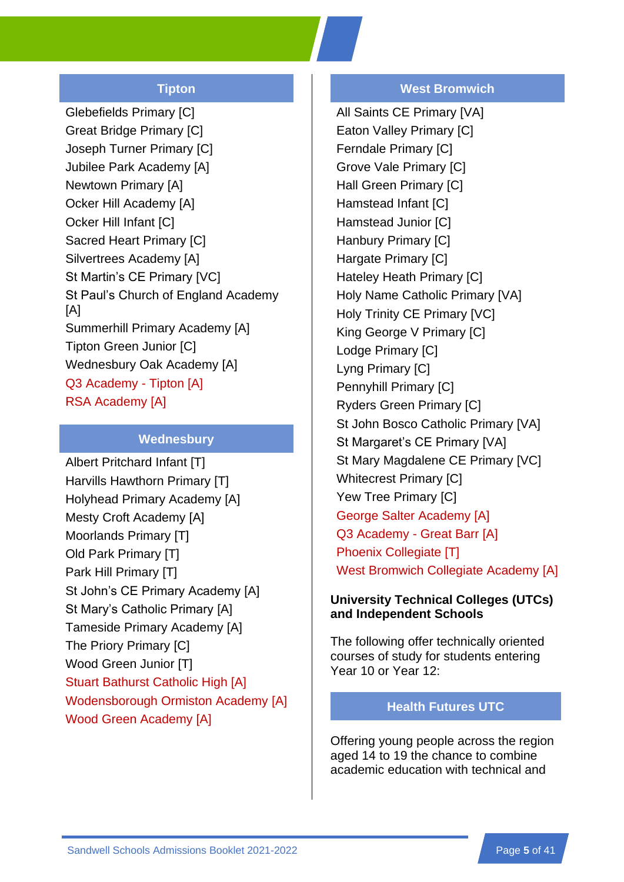## Tipton

Glebefields Primary [C]
Great Bridge Primary [C]
Joseph Turner Primary [C]
Jubilee Park Academy [A]
Newtown Primary [A]
Ocker Hill Academy [A]
Ocker Hill Infant [C]
Sacred Heart Primary [C]
Silvertrees Academy [A]
St Martin's CE Primary [VC]
St Paul's Church of England Academy [A]
Summerhill Primary Academy [A]
Tipton Green Junior [C]
Wednesbury Oak Academy [A]
Q3 Academy - Tipton [A]
RSA Academy [A]

## Wednesbury

Albert Pritchard Infant [T]
Harvills Hawthorn Primary [T]
Holyhead Primary Academy [A]
Mesty Croft Academy [A]
Moorlands Primary [T]
Old Park Primary [T]
Park Hill Primary [T]
St John's CE Primary Academy [A]
St Mary's Catholic Primary [A]
Tameside Primary Academy [A]
The Priory Primary [C]
Wood Green Junior [T]
Stuart Bathurst Catholic High [A]
Wodensborough Ormiston Academy [A]
Wood Green Academy [A]

## West Bromwich

All Saints CE Primary [VA]
Eaton Valley Primary [C]
Ferndale Primary [C]
Grove Vale Primary [C]
Hall Green Primary [C]
Hamstead Infant [C]
Hamstead Junior [C]
Hanbury Primary [C]
Hargate Primary [C]
Hateley Heath Primary [C]
Holy Name Catholic Primary [VA]
Holy Trinity CE Primary [VC]
King George V Primary [C]
Lodge Primary [C]
Lyng Primary [C]
Pennyhill Primary [C]
Ryders Green Primary [C]
St John Bosco Catholic Primary [VA]
St Margaret's CE Primary [VA]
St Mary Magdalene CE Primary [VC]
Whitecrest Primary [C]
Yew Tree Primary [C]
George Salter Academy [A]
Q3 Academy - Great Barr [A]
Phoenix Collegiate [T]
West Bromwich Collegiate Academy [A]

### University Technical Colleges (UTCs) and Independent Schools

The following offer technically oriented courses of study for students entering Year 10 or Year 12:

## Health Futures UTC

Offering young people across the region aged 14 to 19 the chance to combine academic education with technical and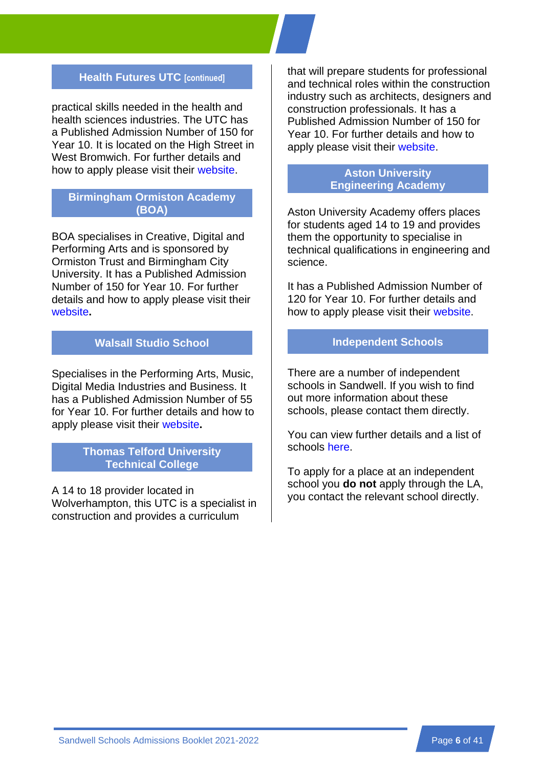## Health Futures UTC [continued]

practical skills needed in the health and health sciences industries. The UTC has a Published Admission Number of 150 for Year 10. It is located on the High Street in West Bromwich. For further details and how to apply please visit their website.

## Birmingham Ormiston Academy (BOA)

BOA specialises in Creative, Digital and Performing Arts and is sponsored by Ormiston Trust and Birmingham City University. It has a Published Admission Number of 150 for Year 10. For further details and how to apply please visit their website**.**

## Walsall Studio School

Specialises in the Performing Arts, Music, Digital Media Industries and Business. It has a Published Admission Number of 55 for Year 10. For further details and how to apply please visit their website**.**

## Thomas Telford University Technical College

A 14 to 18 provider located in Wolverhampton, this UTC is a specialist in construction and provides a curriculum that will prepare students for professional and technical roles within the construction industry such as architects, designers and construction professionals. It has a Published Admission Number of 150 for Year 10. For further details and how to apply please visit their website.

## Aston University Engineering Academy

Aston University Academy offers places for students aged 14 to 19 and provides them the opportunity to specialise in technical qualifications in engineering and science.

It has a Published Admission Number of 120 for Year 10. For further details and how to apply please visit their website.

## Independent Schools

There are a number of independent schools in Sandwell. If you wish to find out more information about these schools, please contact them directly.

You can view further details and a list of schools here.

To apply for a place at an independent school you **do not** apply through the LA, you contact the relevant school directly.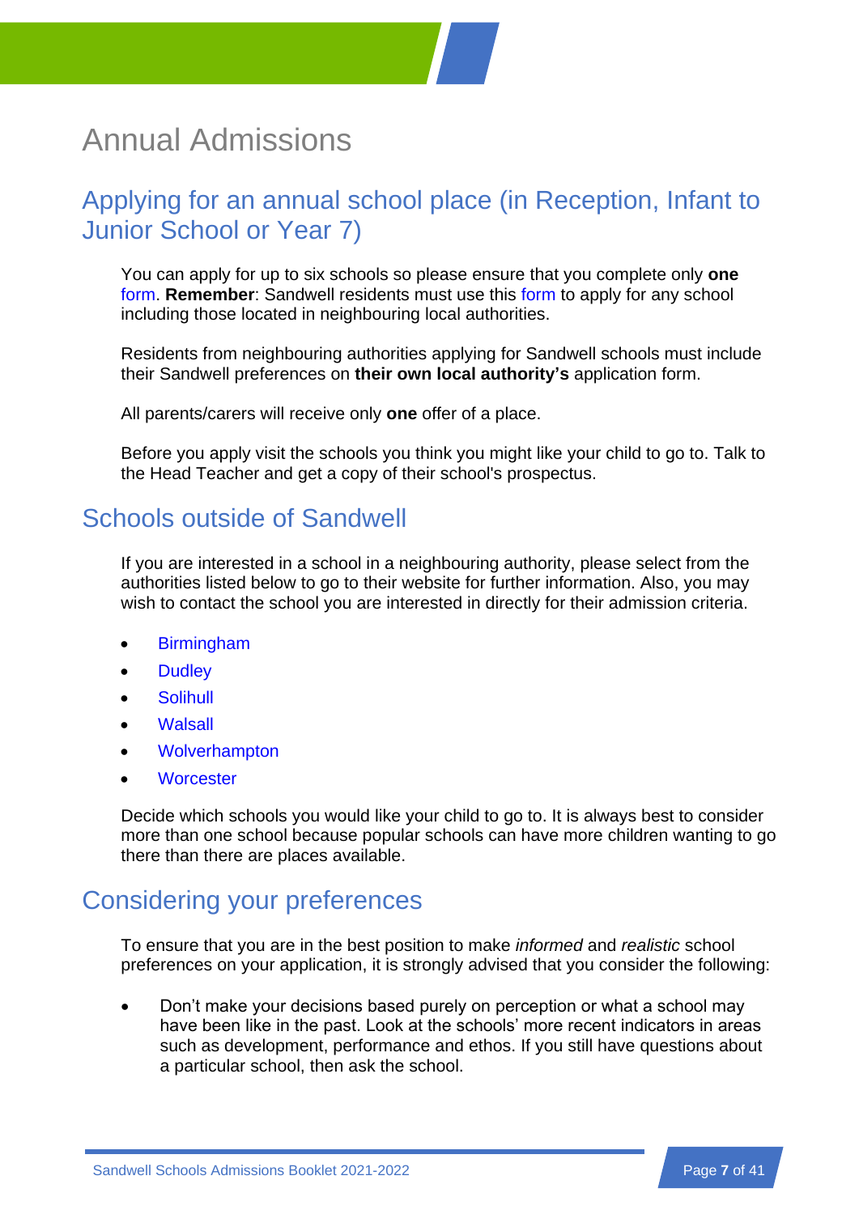# Annual Admissions

## Applying for an annual school place (in Reception, Infant to Junior School or Year 7)

You can apply for up to six schools so please ensure that you complete only **one** form. **Remember**: Sandwell residents must use this form to apply for any school including those located in neighbouring local authorities.

Residents from neighbouring authorities applying for Sandwell schools must include their Sandwell preferences on **their own local authority's** application form.

All parents/carers will receive only **one** offer of a place.

Before you apply visit the schools you think you might like your child to go to. Talk to the Head Teacher and get a copy of their school's prospectus.

## Schools outside of Sandwell

If you are interested in a school in a neighbouring authority, please select from the authorities listed below to go to their website for further information. Also, you may wish to contact the school you are interested in directly for their admission criteria.

- Birmingham
- Dudley
- Solihull
- Walsall
- Wolverhampton
- Worcester

Decide which schools you would like your child to go to. It is always best to consider more than one school because popular schools can have more children wanting to go there than there are places available.

## Considering your preferences

To ensure that you are in the best position to make *informed* and *realistic* school preferences on your application, it is strongly advised that you consider the following:

- Don't make your decisions based purely on perception or what a school may have been like in the past. Look at the schools' more recent indicators in areas such as development, performance and ethos. If you still have questions about a particular school, then ask the school.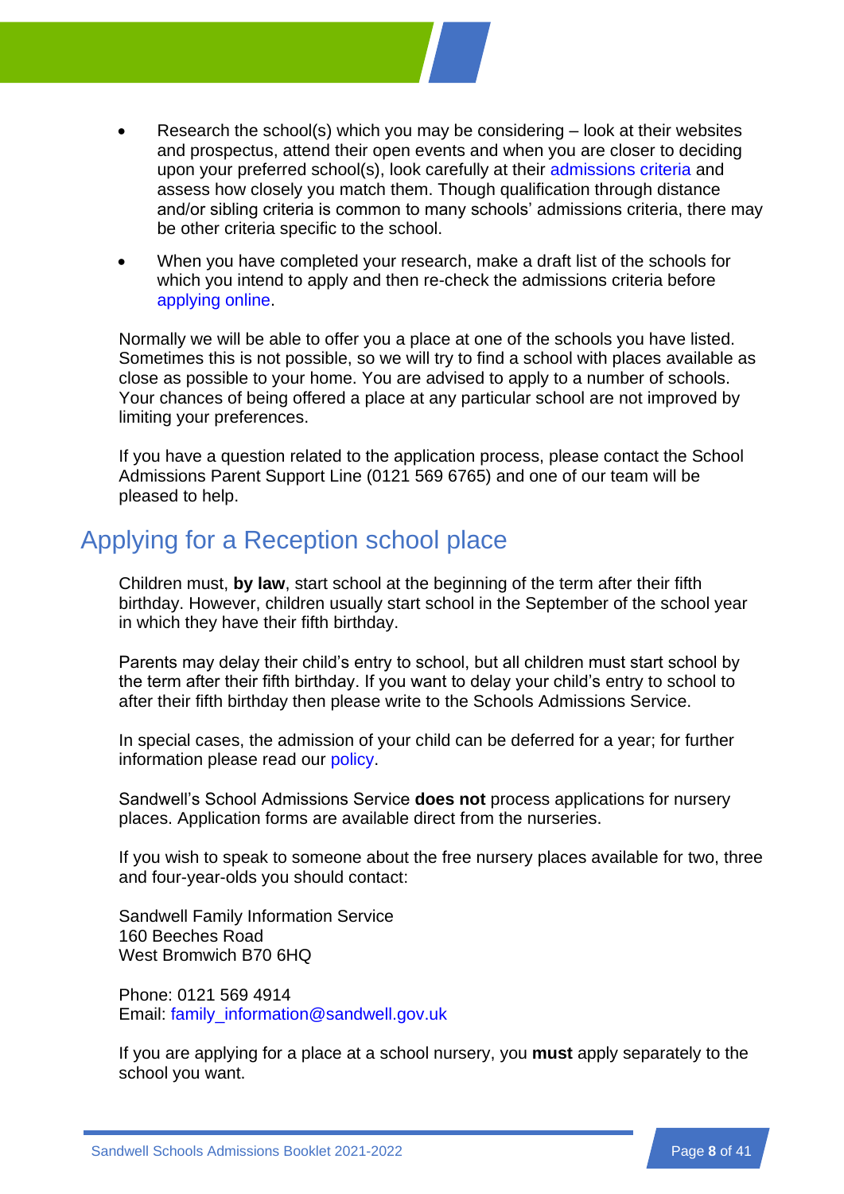- Research the school(s) which you may be considering – look at their websites and prospectus, attend their open events and when you are closer to deciding upon your preferred school(s), look carefully at their admissions criteria and assess how closely you match them. Though qualification through distance and/or sibling criteria is common to many schools' admissions criteria, there may be other criteria specific to the school.
- When you have completed your research, make a draft list of the schools for which you intend to apply and then re-check the admissions criteria before applying online.

Normally we will be able to offer you a place at one of the schools you have listed. Sometimes this is not possible, so we will try to find a school with places available as close as possible to your home. You are advised to apply to a number of schools. Your chances of being offered a place at any particular school are not improved by limiting your preferences.

If you have a question related to the application process, please contact the School Admissions Parent Support Line (0121 569 6765) and one of our team will be pleased to help.

## Applying for a Reception school place

Children must, **by law**, start school at the beginning of the term after their fifth birthday. However, children usually start school in the September of the school year in which they have their fifth birthday.

Parents may delay their child's entry to school, but all children must start school by the term after their fifth birthday. If you want to delay your child's entry to school to after their fifth birthday then please write to the Schools Admissions Service.

In special cases, the admission of your child can be deferred for a year; for further information please read our policy.

Sandwell's School Admissions Service **does not** process applications for nursery places. Application forms are available direct from the nurseries.

If you wish to speak to someone about the free nursery places available for two, three and four-year-olds you should contact:

Sandwell Family Information Service
160 Beeches Road
West Bromwich B70 6HQ

Phone: 0121 569 4914
Email: family_information@sandwell.gov.uk

If you are applying for a place at a school nursery, you **must** apply separately to the school you want.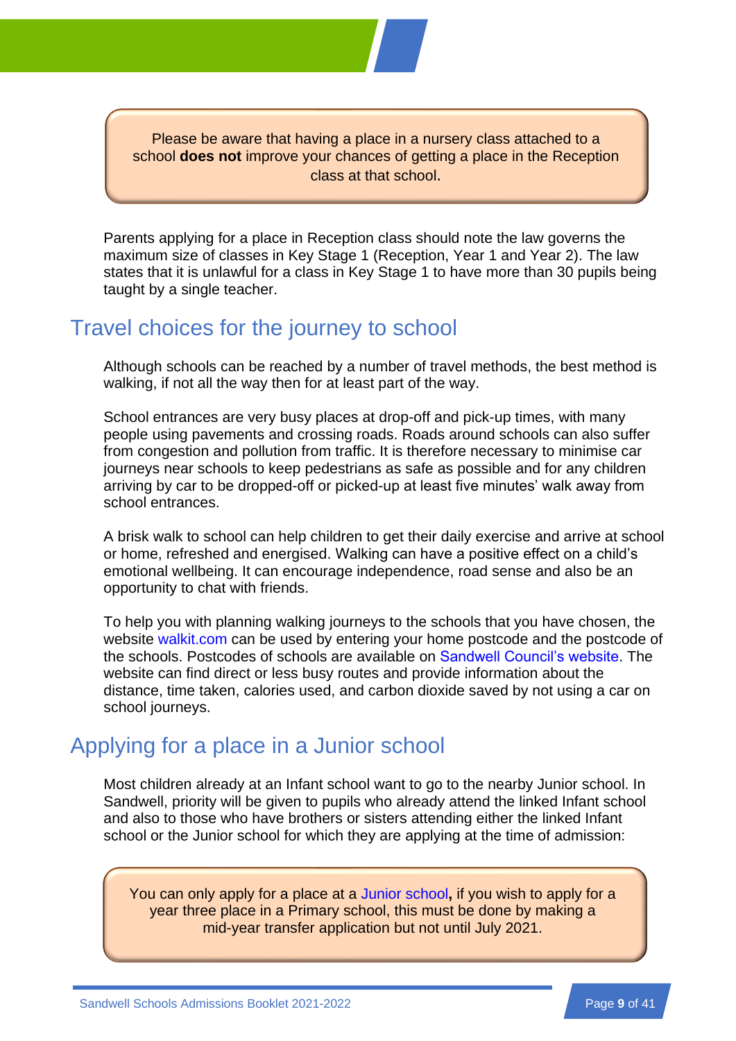Please be aware that having a place in a nursery class attached to a school **does not** improve your chances of getting a place in the Reception class at that school.

Parents applying for a place in Reception class should note the law governs the maximum size of classes in Key Stage 1 (Reception, Year 1 and Year 2). The law states that it is unlawful for a class in Key Stage 1 to have more than 30 pupils being taught by a single teacher.

## Travel choices for the journey to school

Although schools can be reached by a number of travel methods, the best method is walking, if not all the way then for at least part of the way.

School entrances are very busy places at drop-off and pick-up times, with many people using pavements and crossing roads. Roads around schools can also suffer from congestion and pollution from traffic. It is therefore necessary to minimise car journeys near schools to keep pedestrians as safe as possible and for any children arriving by car to be dropped-off or picked-up at least five minutes' walk away from school entrances.

A brisk walk to school can help children to get their daily exercise and arrive at school or home, refreshed and energised. Walking can have a positive effect on a child's emotional wellbeing. It can encourage independence, road sense and also be an opportunity to chat with friends.

To help you with planning walking journeys to the schools that you have chosen, the website walkit.com can be used by entering your home postcode and the postcode of the schools. Postcodes of schools are available on Sandwell Council's website. The website can find direct or less busy routes and provide information about the distance, time taken, calories used, and carbon dioxide saved by not using a car on school journeys.

## Applying for a place in a Junior school

Most children already at an Infant school want to go to the nearby Junior school. In Sandwell, priority will be given to pupils who already attend the linked Infant school and also to those who have brothers or sisters attending either the linked Infant school or the Junior school for which they are applying at the time of admission:

You can only apply for a place at a Junior school**,** if you wish to apply for a year three place in a Primary school, this must be done by making a mid-year transfer application but not until July 2021.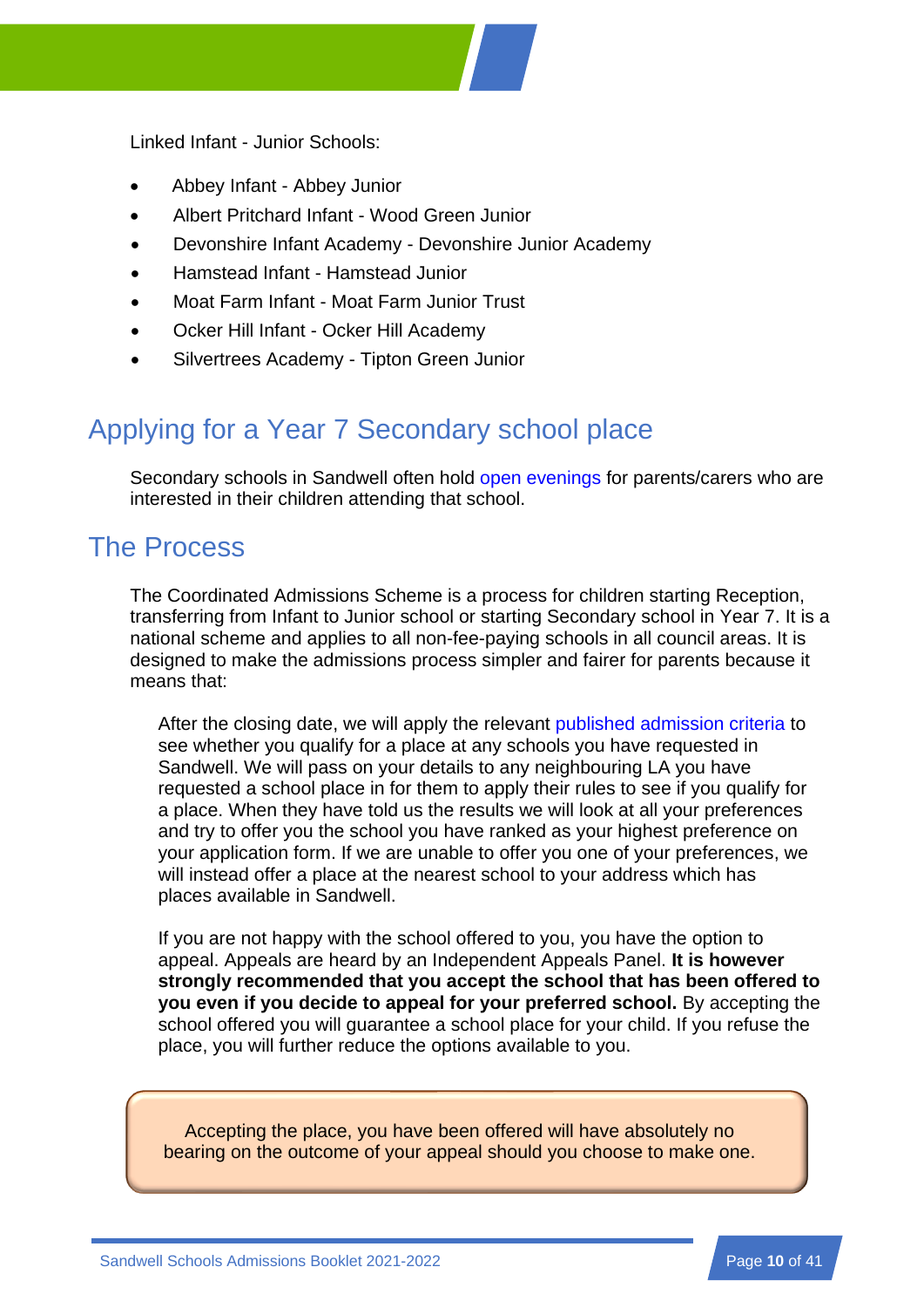Linked Infant - Junior Schools:

- Abbey Infant - Abbey Junior
- Albert Pritchard Infant - Wood Green Junior
- Devonshire Infant Academy - Devonshire Junior Academy
- Hamstead Infant - Hamstead Junior
- Moat Farm Infant - Moat Farm Junior Trust
- Ocker Hill Infant - Ocker Hill Academy
- Silvertrees Academy - Tipton Green Junior

## Applying for a Year 7 Secondary school place

Secondary schools in Sandwell often hold open evenings for parents/carers who are interested in their children attending that school.

## The Process

The Coordinated Admissions Scheme is a process for children starting Reception, transferring from Infant to Junior school or starting Secondary school in Year 7. It is a national scheme and applies to all non-fee-paying schools in all council areas. It is designed to make the admissions process simpler and fairer for parents because it means that:

After the closing date, we will apply the relevant published admission criteria to see whether you qualify for a place at any schools you have requested in Sandwell. We will pass on your details to any neighbouring LA you have requested a school place in for them to apply their rules to see if you qualify for a place. When they have told us the results we will look at all your preferences and try to offer you the school you have ranked as your highest preference on your application form. If we are unable to offer you one of your preferences, we will instead offer a place at the nearest school to your address which has places available in Sandwell.

If you are not happy with the school offered to you, you have the option to appeal. Appeals are heard by an Independent Appeals Panel. **It is however strongly recommended that you accept the school that has been offered to you even if you decide to appeal for your preferred school.** By accepting the school offered you will guarantee a school place for your child. If you refuse the place, you will further reduce the options available to you.

Accepting the place, you have been offered will have absolutely no bearing on the outcome of your appeal should you choose to make one.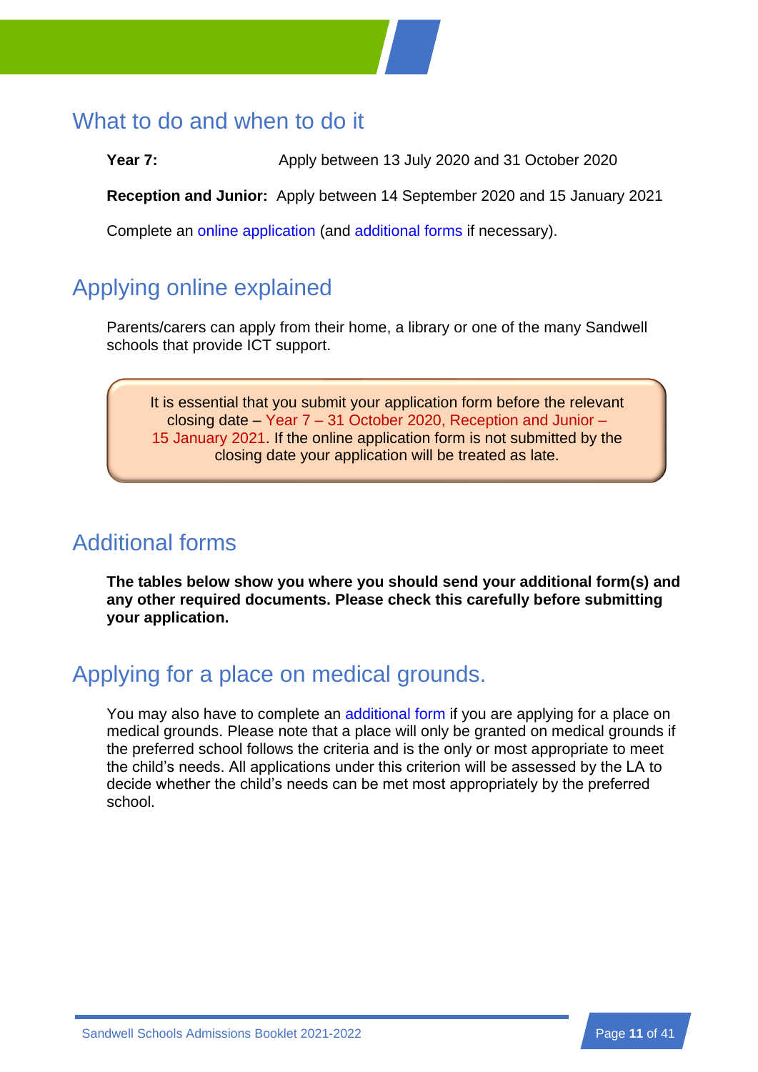## What to do and when to do it

**Year 7:** Apply between 13 July 2020 and 31 October 2020

**Reception and Junior:** Apply between 14 September 2020 and 15 January 2021

Complete an online application (and additional forms if necessary).

## Applying online explained

Parents/carers can apply from their home, a library or one of the many Sandwell schools that provide ICT support.

> It is essential that you submit your application form before the relevant closing date – Year 7 – 31 October 2020, Reception and Junior – 15 January 2021. If the online application form is not submitted by the closing date your application will be treated as late.

## Additional forms

**The tables below show you where you should send your additional form(s) and any other required documents. Please check this carefully before submitting your application.**

## Applying for a place on medical grounds.

You may also have to complete an additional form if you are applying for a place on medical grounds. Please note that a place will only be granted on medical grounds if the preferred school follows the criteria and is the only or most appropriate to meet the child's needs. All applications under this criterion will be assessed by the LA to decide whether the child's needs can be met most appropriately by the preferred school.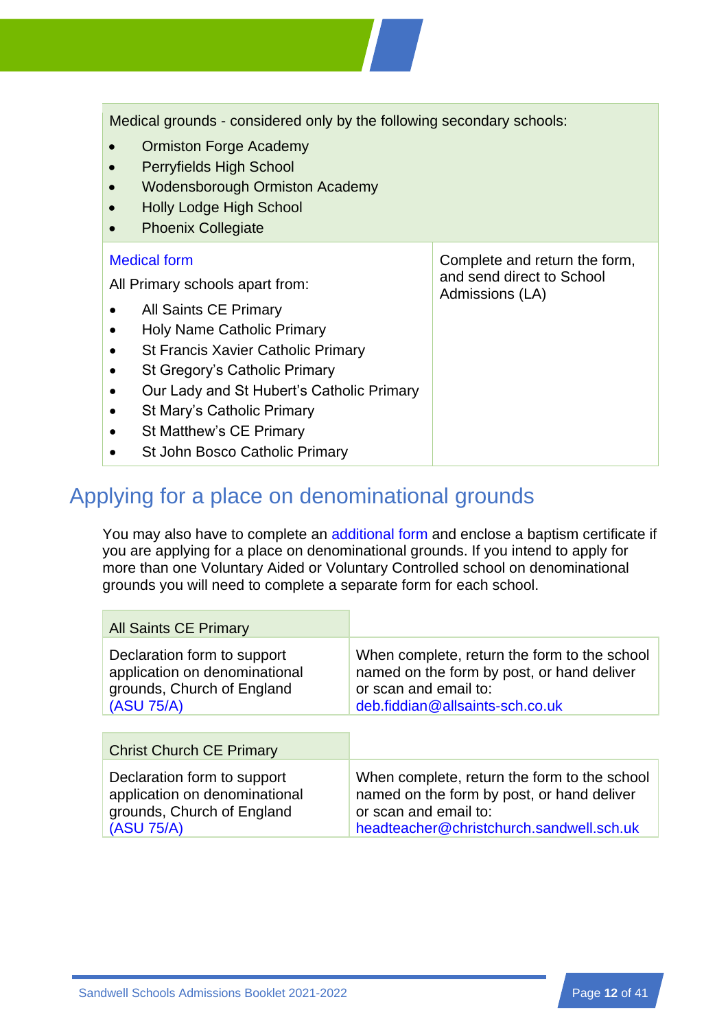| Medical grounds - considered only by the following secondary schools:<br>• Ormiston Forge Academy<br>• Perryfields High School<br>• Wodensborough Ormiston Academy<br>• Holly Lodge High School<br>• Phoenix Collegiate | |
|---|---|
| Medical form<br>All Primary schools apart from:<br>• All Saints CE Primary<br>• Holy Name Catholic Primary<br>• St Francis Xavier Catholic Primary<br>• St Gregory's Catholic Primary<br>• Our Lady and St Hubert's Catholic Primary<br>• St Mary's Catholic Primary<br>• St Matthew's CE Primary<br>• St John Bosco Catholic Primary | Complete and return the form, and send direct to School Admissions (LA) |

## Applying for a place on denominational grounds

You may also have to complete an additional form and enclose a baptism certificate if you are applying for a place on denominational grounds. If you intend to apply for more than one Voluntary Aided or Voluntary Controlled school on denominational grounds you will need to complete a separate form for each school.

| All Saints CE Primary | |
|---|---|
| Declaration form to support application on denominational grounds, Church of England (ASU 75/A) | When complete, return the form to the school named on the form by post, or hand deliver or scan and email to: deb.fiddian@allsaints-sch.co.uk |

| Christ Church CE Primary | |
|---|---|
| Declaration form to support application on denominational grounds, Church of England (ASU 75/A) | When complete, return the form to the school named on the form by post, or hand deliver or scan and email to: headteacher@christchurch.sandwell.sch.uk |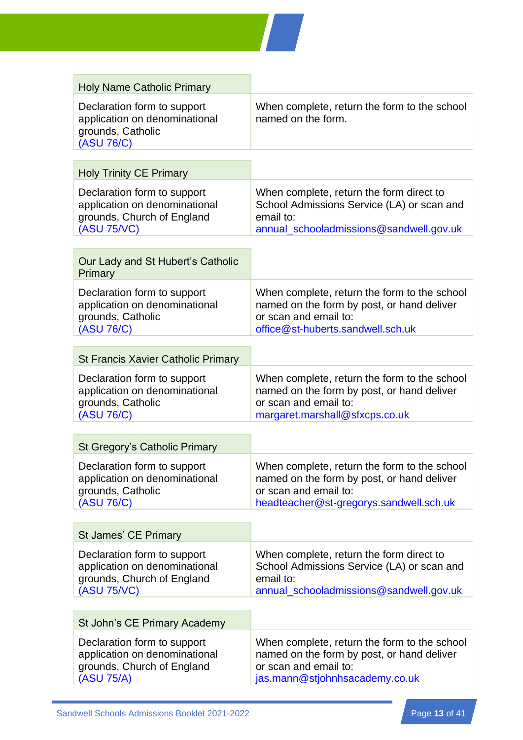| Holy Name Catholic Primary | |
|---|---|
| Declaration form to support application on denominational grounds, Catholic (ASU 76/C) | When complete, return the form to the school named on the form. |

| Holy Trinity CE Primary | |
|---|---|
| Declaration form to support application on denominational grounds, Church of England (ASU 75/VC) | When complete, return the form direct to School Admissions Service (LA) or scan and email to: annual_schooladmissions@sandwell.gov.uk |

| Our Lady and St Hubert's Catholic Primary | |
|---|---|
| Declaration form to support application on denominational grounds, Catholic (ASU 76/C) | When complete, return the form to the school named on the form by post, or hand deliver or scan and email to: office@st-huberts.sandwell.sch.uk |

| St Francis Xavier Catholic Primary | |
|---|---|
| Declaration form to support application on denominational grounds, Catholic (ASU 76/C) | When complete, return the form to the school named on the form by post, or hand deliver or scan and email to: margaret.marshall@sfxcps.co.uk |

| St Gregory's Catholic Primary | |
|---|---|
| Declaration form to support application on denominational grounds, Catholic (ASU 76/C) | When complete, return the form to the school named on the form by post, or hand deliver or scan and email to: headteacher@st-gregorys.sandwell.sch.uk |

| St James' CE Primary | |
|---|---|
| Declaration form to support application on denominational grounds, Church of England (ASU 75/VC) | When complete, return the form direct to School Admissions Service (LA) or scan and email to: annual_schooladmissions@sandwell.gov.uk |

| St John's CE Primary Academy | |
|---|---|
| Declaration form to support application on denominational grounds, Church of England (ASU 75/A) | When complete, return the form to the school named on the form by post, or hand deliver or scan and email to: jas.mann@stjohnhsacademy.co.uk |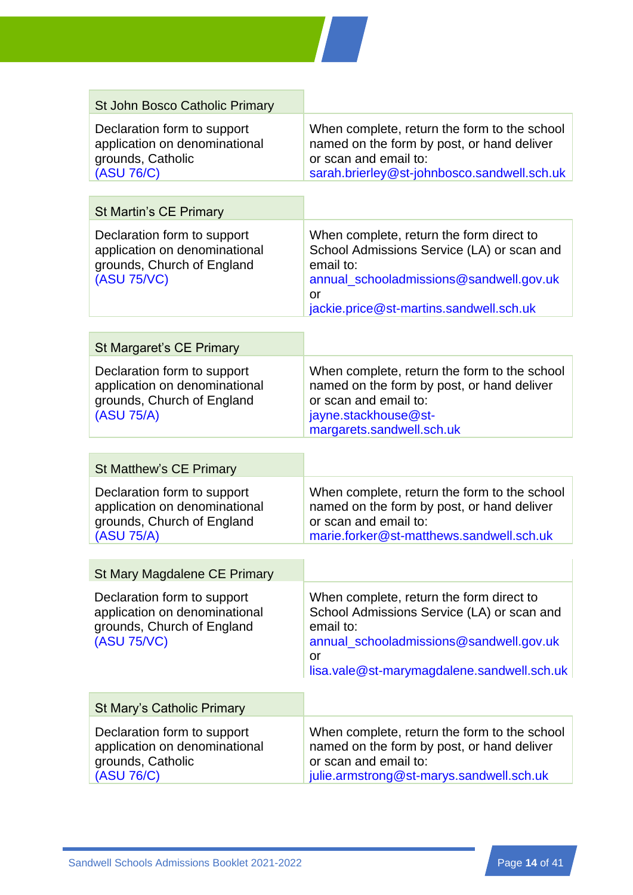| St John Bosco Catholic Primary | |
|---|---|
| Declaration form to support application on denominational grounds, Catholic (ASU 76/C) | When complete, return the form to the school named on the form by post, or hand deliver or scan and email to: sarah.brierley@st-johnbosco.sandwell.sch.uk |

| St Martin's CE Primary | |
|---|---|
| Declaration form to support application on denominational grounds, Church of England (ASU 75/VC) | When complete, return the form direct to School Admissions Service (LA) or scan and email to: annual_schooladmissions@sandwell.gov.uk or jackie.price@st-martins.sandwell.sch.uk |

| St Margaret's CE Primary | |
|---|---|
| Declaration form to support application on denominational grounds, Church of England (ASU 75/A) | When complete, return the form to the school named on the form by post, or hand deliver or scan and email to: jayne.stackhouse@st-margarets.sandwell.sch.uk |

| St Matthew's CE Primary | |
|---|---|
| Declaration form to support application on denominational grounds, Church of England (ASU 75/A) | When complete, return the form to the school named on the form by post, or hand deliver or scan and email to: marie.forker@st-matthews.sandwell.sch.uk |

| St Mary Magdalene CE Primary | |
|---|---|
| Declaration form to support application on denominational grounds, Church of England (ASU 75/VC) | When complete, return the form direct to School Admissions Service (LA) or scan and email to: annual_schooladmissions@sandwell.gov.uk or lisa.vale@st-marymagdalene.sandwell.sch.uk |

| St Mary's Catholic Primary | |
|---|---|
| Declaration form to support application on denominational grounds, Catholic (ASU 76/C) | When complete, return the form to the school named on the form by post, or hand deliver or scan and email to: julie.armstrong@st-marys.sandwell.sch.uk |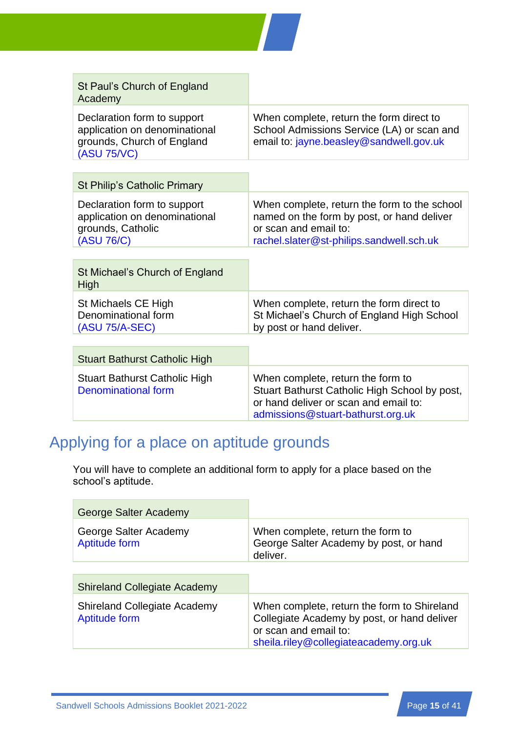| St Paul's Church of England Academy | |
|---|---|
| Declaration form to support application on denominational grounds, Church of England (ASU 75/VC) | When complete, return the form direct to School Admissions Service (LA) or scan and email to: jayne.beasley@sandwell.gov.uk |

| St Philip's Catholic Primary | |
|---|---|
| Declaration form to support application on denominational grounds, Catholic (ASU 76/C) | When complete, return the form to the school named on the form by post, or hand deliver or scan and email to: rachel.slater@st-philips.sandwell.sch.uk |

| St Michael's Church of England High | |
|---|---|
| St Michaels CE High Denominational form (ASU 75/A-SEC) | When complete, return the form direct to St Michael's Church of England High School by post or hand deliver. |

| Stuart Bathurst Catholic High | |
|---|---|
| Stuart Bathurst Catholic High Denominational form | When complete, return the form to Stuart Bathurst Catholic High School by post, or hand deliver or scan and email to: admissions@stuart-bathurst.org.uk |

## Applying for a place on aptitude grounds

You will have to complete an additional form to apply for a place based on the school's aptitude.

| George Salter Academy | |
|---|---|
| George Salter Academy Aptitude form | When complete, return the form to George Salter Academy by post, or hand deliver. |

| Shireland Collegiate Academy | |
|---|---|
| Shireland Collegiate Academy Aptitude form | When complete, return the form to Shireland Collegiate Academy by post, or hand deliver or scan and email to: sheila.riley@collegiateacademy.org.uk |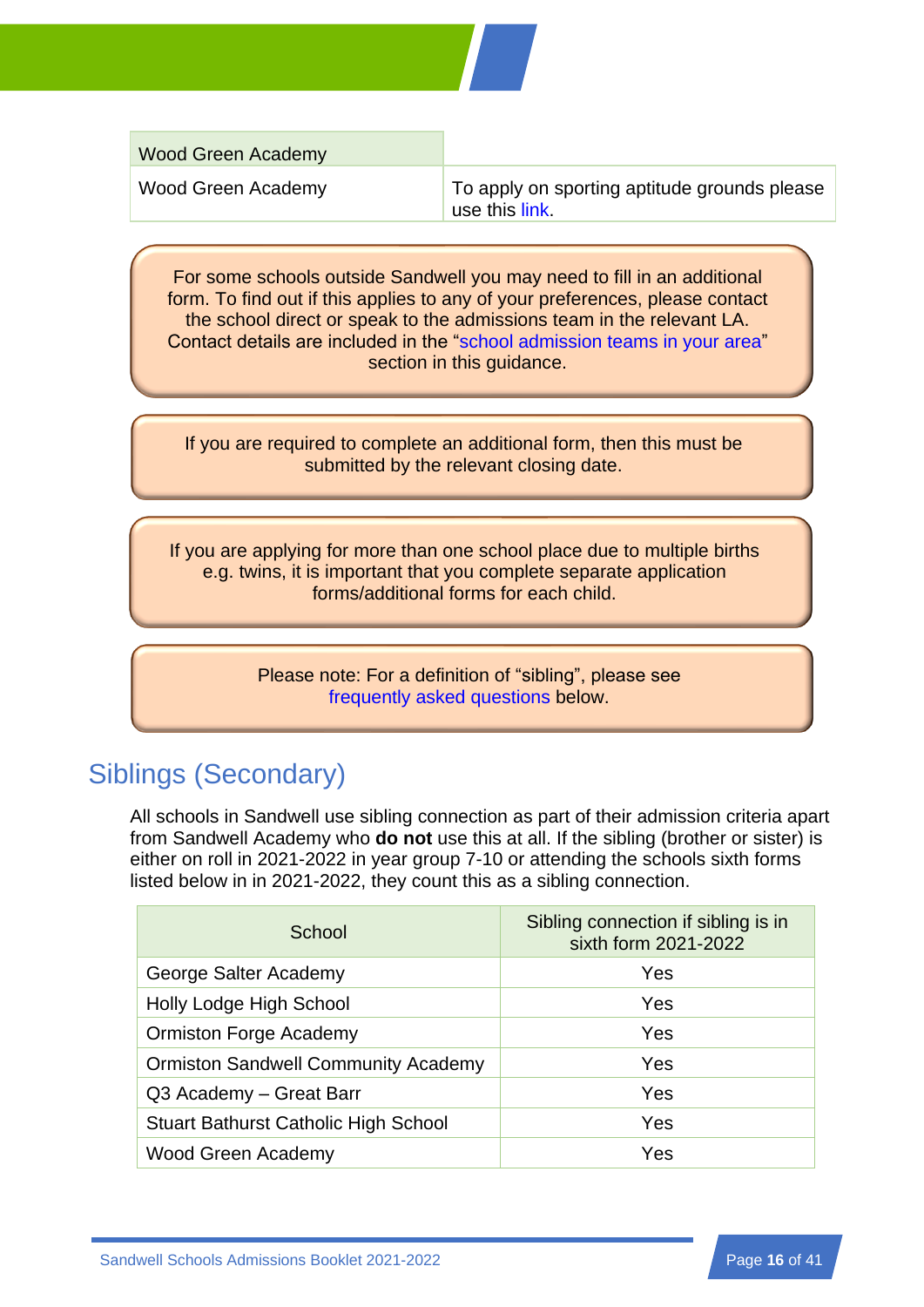| Wood Green Academy | |
|---|---|
| Wood Green Academy | To apply on sporting aptitude grounds please use this link. |

For some schools outside Sandwell you may need to fill in an additional form. To find out if this applies to any of your preferences, please contact the school direct or speak to the admissions team in the relevant LA. Contact details are included in the "school admission teams in your area" section in this guidance.

If you are required to complete an additional form, then this must be submitted by the relevant closing date.

If you are applying for more than one school place due to multiple births e.g. twins, it is important that you complete separate application forms/additional forms for each child.

Please note: For a definition of "sibling", please see frequently asked questions below.

## Siblings (Secondary)

All schools in Sandwell use sibling connection as part of their admission criteria apart from Sandwell Academy who **do not** use this at all. If the sibling (brother or sister) is either on roll in 2021-2022 in year group 7-10 or attending the schools sixth forms listed below in in 2021-2022, they count this as a sibling connection.

| School | Sibling connection if sibling is in sixth form 2021-2022 |
|---|---|
| George Salter Academy | Yes |
| Holly Lodge High School | Yes |
| Ormiston Forge Academy | Yes |
| Ormiston Sandwell Community Academy | Yes |
| Q3 Academy – Great Barr | Yes |
| Stuart Bathurst Catholic High School | Yes |
| Wood Green Academy | Yes |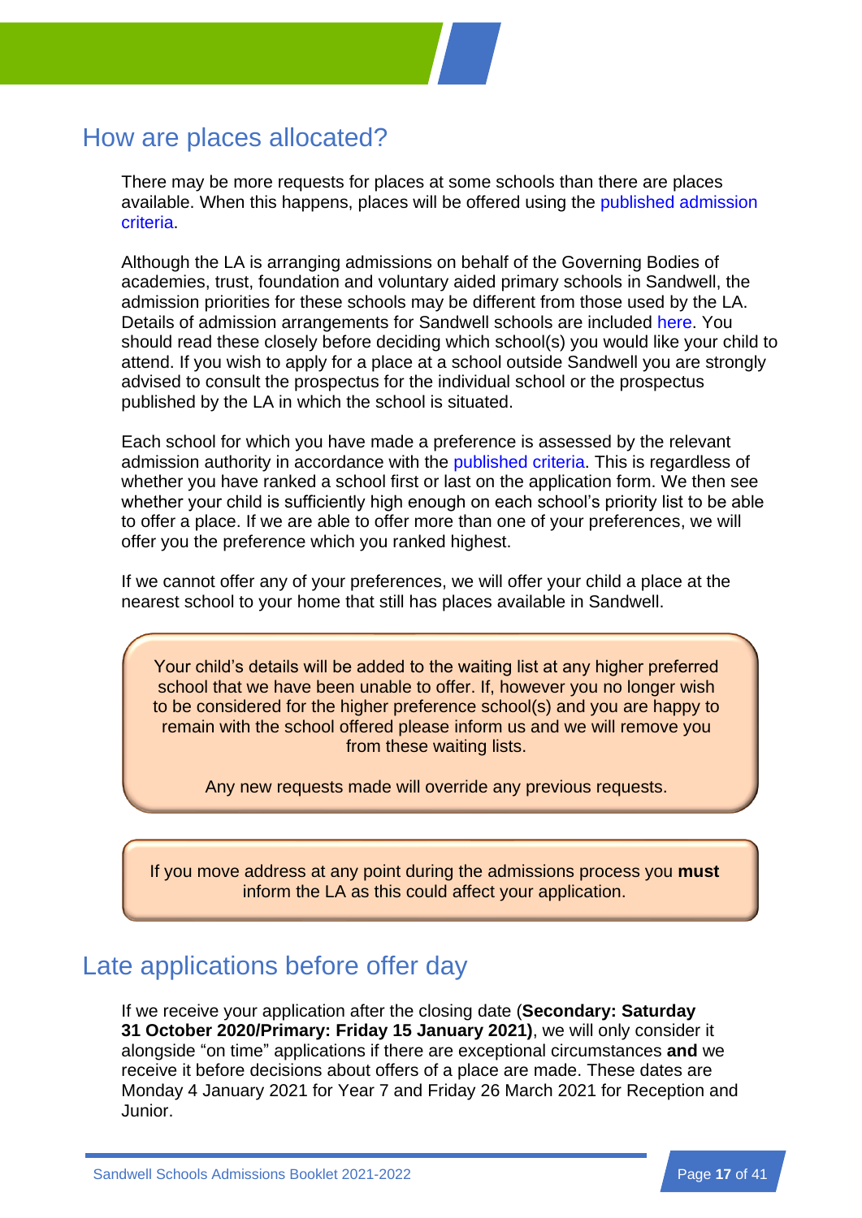## How are places allocated?

There may be more requests for places at some schools than there are places available. When this happens, places will be offered using the published admission criteria.

Although the LA is arranging admissions on behalf of the Governing Bodies of academies, trust, foundation and voluntary aided primary schools in Sandwell, the admission priorities for these schools may be different from those used by the LA. Details of admission arrangements for Sandwell schools are included here. You should read these closely before deciding which school(s) you would like your child to attend. If you wish to apply for a place at a school outside Sandwell you are strongly advised to consult the prospectus for the individual school or the prospectus published by the LA in which the school is situated.

Each school for which you have made a preference is assessed by the relevant admission authority in accordance with the published criteria. This is regardless of whether you have ranked a school first or last on the application form. We then see whether your child is sufficiently high enough on each school's priority list to be able to offer a place. If we are able to offer more than one of your preferences, we will offer you the preference which you ranked highest.

If we cannot offer any of your preferences, we will offer your child a place at the nearest school to your home that still has places available in Sandwell.

Your child's details will be added to the waiting list at any higher preferred school that we have been unable to offer. If, however you no longer wish to be considered for the higher preference school(s) and you are happy to remain with the school offered please inform us and we will remove you from these waiting lists.

Any new requests made will override any previous requests.

If you move address at any point during the admissions process you **must** inform the LA as this could affect your application.

## Late applications before offer day

If we receive your application after the closing date (**Secondary: Saturday 31 October 2020/Primary: Friday 15 January 2021)**, we will only consider it alongside "on time" applications if there are exceptional circumstances **and** we receive it before decisions about offers of a place are made. These dates are Monday 4 January 2021 for Year 7 and Friday 26 March 2021 for Reception and Junior.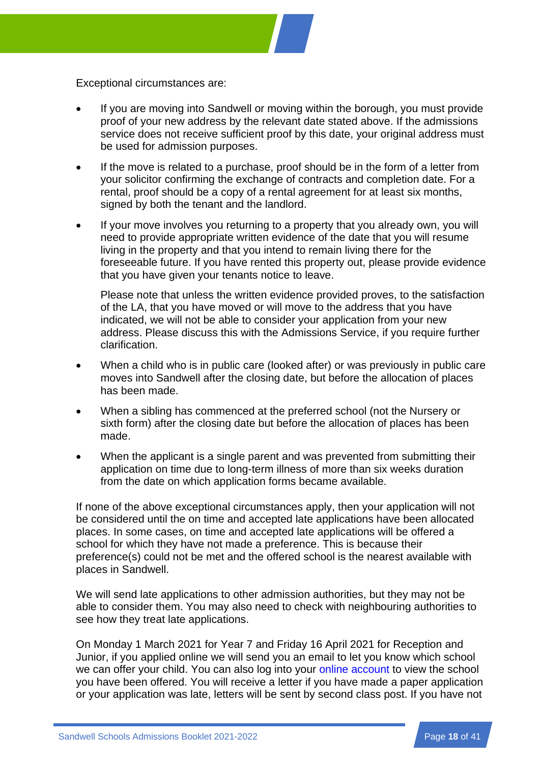Exceptional circumstances are:

- If you are moving into Sandwell or moving within the borough, you must provide proof of your new address by the relevant date stated above. If the admissions service does not receive sufficient proof by this date, your original address must be used for admission purposes.

- If the move is related to a purchase, proof should be in the form of a letter from your solicitor confirming the exchange of contracts and completion date. For a rental, proof should be a copy of a rental agreement for at least six months, signed by both the tenant and the landlord.

- If your move involves you returning to a property that you already own, you will need to provide appropriate written evidence of the date that you will resume living in the property and that you intend to remain living there for the foreseeable future. If you have rented this property out, please provide evidence that you have given your tenants notice to leave.

  Please note that unless the written evidence provided proves, to the satisfaction of the LA, that you have moved or will move to the address that you have indicated, we will not be able to consider your application from your new address. Please discuss this with the Admissions Service, if you require further clarification.

- When a child who is in public care (looked after) or was previously in public care moves into Sandwell after the closing date, but before the allocation of places has been made.

- When a sibling has commenced at the preferred school (not the Nursery or sixth form) after the closing date but before the allocation of places has been made.

- When the applicant is a single parent and was prevented from submitting their application on time due to long-term illness of more than six weeks duration from the date on which application forms became available.

If none of the above exceptional circumstances apply, then your application will not be considered until the on time and accepted late applications have been allocated places. In some cases, on time and accepted late applications will be offered a school for which they have not made a preference. This is because their preference(s) could not be met and the offered school is the nearest available with places in Sandwell.

We will send late applications to other admission authorities, but they may not be able to consider them. You may also need to check with neighbouring authorities to see how they treat late applications.

On Monday 1 March 2021 for Year 7 and Friday 16 April 2021 for Reception and Junior, if you applied online we will send you an email to let you know which school we can offer your child. You can also log into your online account to view the school you have been offered. You will receive a letter if you have made a paper application or your application was late, letters will be sent by second class post. If you have not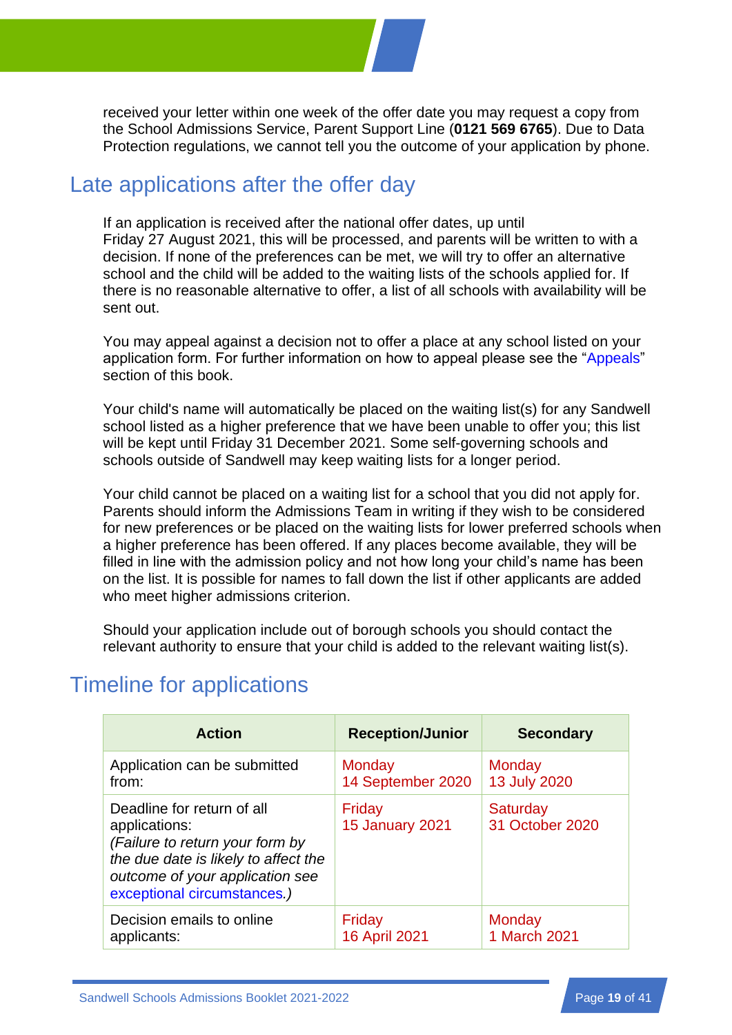received your letter within one week of the offer date you may request a copy from the School Admissions Service, Parent Support Line (**0121 569 6765**). Due to Data Protection regulations, we cannot tell you the outcome of your application by phone.

## Late applications after the offer day

If an application is received after the national offer dates, up until Friday 27 August 2021, this will be processed, and parents will be written to with a decision. If none of the preferences can be met, we will try to offer an alternative school and the child will be added to the waiting lists of the schools applied for. If there is no reasonable alternative to offer, a list of all schools with availability will be sent out.

You may appeal against a decision not to offer a place at any school listed on your application form. For further information on how to appeal please see the "Appeals" section of this book.

Your child's name will automatically be placed on the waiting list(s) for any Sandwell school listed as a higher preference that we have been unable to offer you; this list will be kept until Friday 31 December 2021. Some self-governing schools and schools outside of Sandwell may keep waiting lists for a longer period.

Your child cannot be placed on a waiting list for a school that you did not apply for. Parents should inform the Admissions Team in writing if they wish to be considered for new preferences or be placed on the waiting lists for lower preferred schools when a higher preference has been offered. If any places become available, they will be filled in line with the admission policy and not how long your child's name has been on the list. It is possible for names to fall down the list if other applicants are added who meet higher admissions criterion.

Should your application include out of borough schools you should contact the relevant authority to ensure that your child is added to the relevant waiting list(s).

## Timeline for applications

| Action | Reception/Junior | Secondary |
| --- | --- | --- |
| Application can be submitted from: | Monday 14 September 2020 | Monday 13 July 2020 |
| Deadline for return of all applications: *(Failure to return your form by the due date is likely to affect the outcome of your application see exceptional circumstances.)* | Friday 15 January 2021 | Saturday 31 October 2020 |
| Decision emails to online applicants: | Friday 16 April 2021 | Monday 1 March 2021 |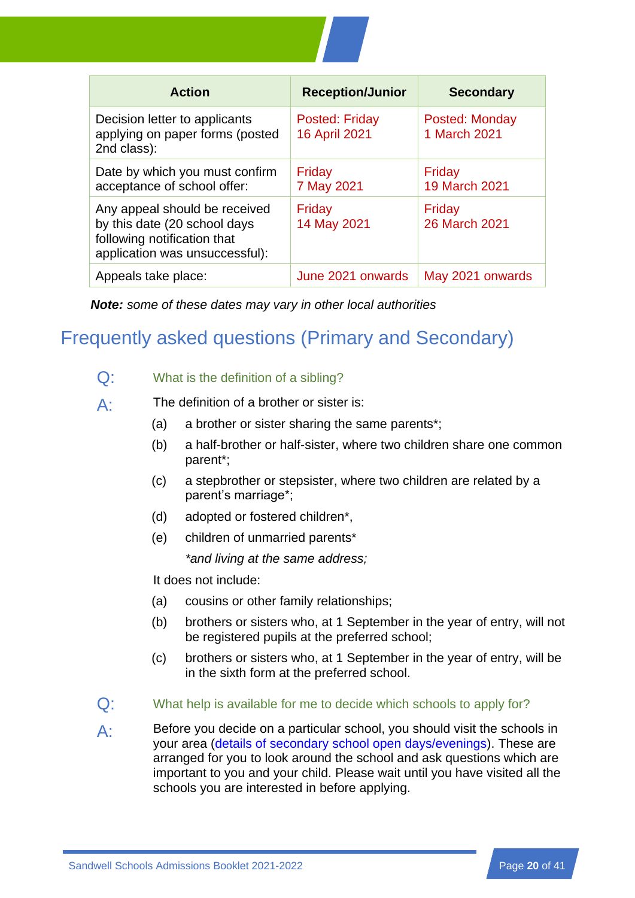| Action | Reception/Junior | Secondary |
| --- | --- | --- |
| Decision letter to applicants applying on paper forms (posted 2nd class): | Posted: Friday 16 April 2021 | Posted: Monday 1 March 2021 |
| Date by which you must confirm acceptance of school offer: | Friday 7 May 2021 | Friday 19 March 2021 |
| Any appeal should be received by this date (20 school days following notification that application was unsuccessful): | Friday 14 May 2021 | Friday 26 March 2021 |
| Appeals take place: | June 2021 onwards | May 2021 onwards |

***Note:*** *some of these dates may vary in other local authorities*

## Frequently asked questions (Primary and Secondary)

**Q:** What is the definition of a sibling?

**A:** The definition of a brother or sister is:

(a) a brother or sister sharing the same parents*;

(b) a half-brother or half-sister, where two children share one common parent*;

(c) a stepbrother or stepsister, where two children are related by a parent's marriage*;

(d) adopted or fostered children*,

(e) children of unmarried parents*

*\*and living at the same address;*

It does not include:

(a) cousins or other family relationships;

(b) brothers or sisters who, at 1 September in the year of entry, will not be registered pupils at the preferred school;

(c) brothers or sisters who, at 1 September in the year of entry, will be in the sixth form at the preferred school.

**Q:** What help is available for me to decide which schools to apply for?

**A:** Before you decide on a particular school, you should visit the schools in your area (details of secondary school open days/evenings). These are arranged for you to look around the school and ask questions which are important to you and your child. Please wait until you have visited all the schools you are interested in before applying.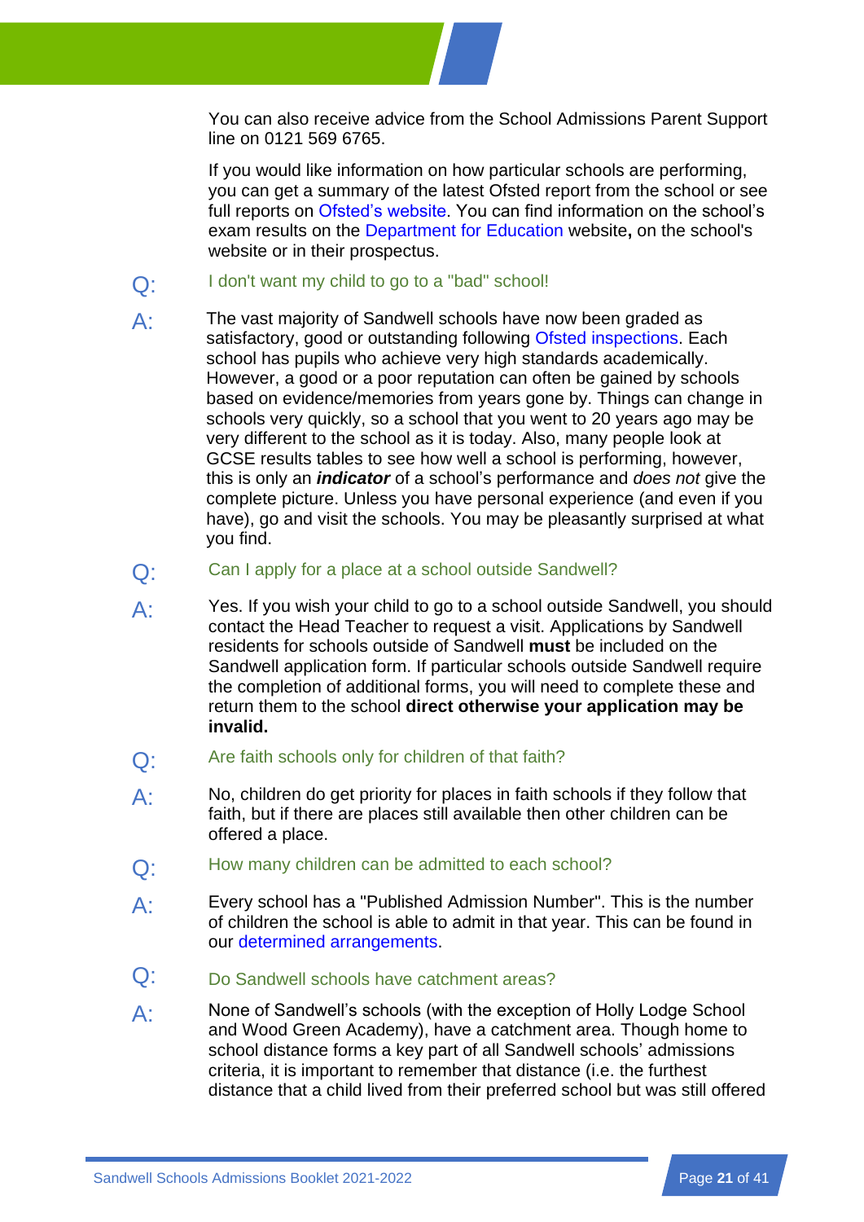You can also receive advice from the School Admissions Parent Support line on 0121 569 6765.

If you would like information on how particular schools are performing, you can get a summary of the latest Ofsted report from the school or see full reports on Ofsted's website. You can find information on the school's exam results on the Department for Education website**,** on the school's website or in their prospectus.

**Q:** I don't want my child to go to a "bad" school!

**A:** The vast majority of Sandwell schools have now been graded as satisfactory, good or outstanding following Ofsted inspections. Each school has pupils who achieve very high standards academically. However, a good or a poor reputation can often be gained by schools based on evidence/memories from years gone by. Things can change in schools very quickly, so a school that you went to 20 years ago may be very different to the school as it is today. Also, many people look at GCSE results tables to see how well a school is performing, however, this is only an ***indicator*** of a school's performance and *does not* give the complete picture. Unless you have personal experience (and even if you have), go and visit the schools. You may be pleasantly surprised at what you find.

**Q:** Can I apply for a place at a school outside Sandwell?

**A:** Yes. If you wish your child to go to a school outside Sandwell, you should contact the Head Teacher to request a visit. Applications by Sandwell residents for schools outside of Sandwell **must** be included on the Sandwell application form. If particular schools outside Sandwell require the completion of additional forms, you will need to complete these and return them to the school **direct otherwise your application may be invalid.**

**Q:** Are faith schools only for children of that faith?

**A:** No, children do get priority for places in faith schools if they follow that faith, but if there are places still available then other children can be offered a place.

**Q:** How many children can be admitted to each school?

**A:** Every school has a "Published Admission Number". This is the number of children the school is able to admit in that year. This can be found in our determined arrangements.

**Q:** Do Sandwell schools have catchment areas?

**A:** None of Sandwell's schools (with the exception of Holly Lodge School and Wood Green Academy), have a catchment area. Though home to school distance forms a key part of all Sandwell schools' admissions criteria, it is important to remember that distance (i.e. the furthest distance that a child lived from their preferred school but was still offered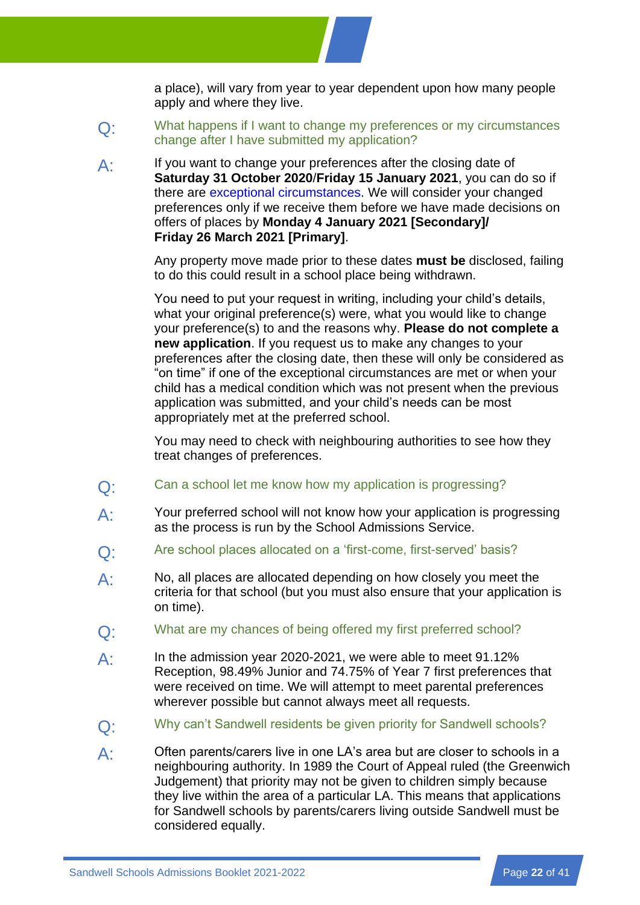a place), will vary from year to year dependent upon how many people apply and where they live.

**Q: What happens if I want to change my preferences or my circumstances change after I have submitted my application?**

A: If you want to change your preferences after the closing date of **Saturday 31 October 2020**/**Friday 15 January 2021**, you can do so if there are exceptional circumstances. We will consider your changed preferences only if we receive them before we have made decisions on offers of places by **Monday 4 January 2021 [Secondary]/ Friday 26 March 2021 [Primary]**.

Any property move made prior to these dates **must be** disclosed, failing to do this could result in a school place being withdrawn.

You need to put your request in writing, including your child's details, what your original preference(s) were, what you would like to change your preference(s) to and the reasons why. **Please do not complete a new application**. If you request us to make any changes to your preferences after the closing date, then these will only be considered as "on time" if one of the exceptional circumstances are met or when your child has a medical condition which was not present when the previous application was submitted, and your child's needs can be most appropriately met at the preferred school.

You may need to check with neighbouring authorities to see how they treat changes of preferences.

**Q: Can a school let me know how my application is progressing?**

A: Your preferred school will not know how your application is progressing as the process is run by the School Admissions Service.

**Q: Are school places allocated on a 'first-come, first-served' basis?**

A: No, all places are allocated depending on how closely you meet the criteria for that school (but you must also ensure that your application is on time).

**Q: What are my chances of being offered my first preferred school?**

A: In the admission year 2020-2021, we were able to meet 91.12% Reception, 98.49% Junior and 74.75% of Year 7 first preferences that were received on time. We will attempt to meet parental preferences wherever possible but cannot always meet all requests.

**Q: Why can't Sandwell residents be given priority for Sandwell schools?**

A: Often parents/carers live in one LA's area but are closer to schools in a neighbouring authority. In 1989 the Court of Appeal ruled (the Greenwich Judgement) that priority may not be given to children simply because they live within the area of a particular LA. This means that applications for Sandwell schools by parents/carers living outside Sandwell must be considered equally.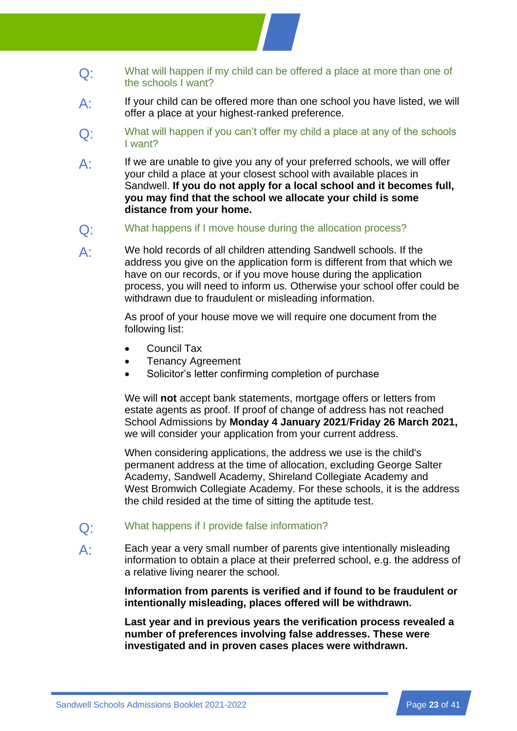**Q:** What will happen if my child can be offered a place at more than one of the schools I want?

**A:** If your child can be offered more than one school you have listed, we will offer a place at your highest-ranked preference.

**Q:** What will happen if you can't offer my child a place at any of the schools I want?

**A:** If we are unable to give you any of your preferred schools, we will offer your child a place at your closest school with available places in Sandwell. **If you do not apply for a local school and it becomes full, you may find that the school we allocate your child is some distance from your home.**

**Q:** What happens if I move house during the allocation process?

**A:** We hold records of all children attending Sandwell schools. If the address you give on the application form is different from that which we have on our records, or if you move house during the application process, you will need to inform us. Otherwise your school offer could be withdrawn due to fraudulent or misleading information.

As proof of your house move we will require one document from the following list:

- Council Tax
- Tenancy Agreement
- Solicitor's letter confirming completion of purchase

We will **not** accept bank statements, mortgage offers or letters from estate agents as proof. If proof of change of address has not reached School Admissions by **Monday 4 January 2021**/**Friday 26 March 2021,** we will consider your application from your current address.

When considering applications, the address we use is the child's permanent address at the time of allocation, excluding George Salter Academy, Sandwell Academy, Shireland Collegiate Academy and West Bromwich Collegiate Academy. For these schools, it is the address the child resided at the time of sitting the aptitude test.

**Q:** What happens if I provide false information?

**A:** Each year a very small number of parents give intentionally misleading information to obtain a place at their preferred school, e.g. the address of a relative living nearer the school.

**Information from parents is verified and if found to be fraudulent or intentionally misleading, places offered will be withdrawn.**

**Last year and in previous years the verification process revealed a number of preferences involving false addresses. These were investigated and in proven cases places were withdrawn.**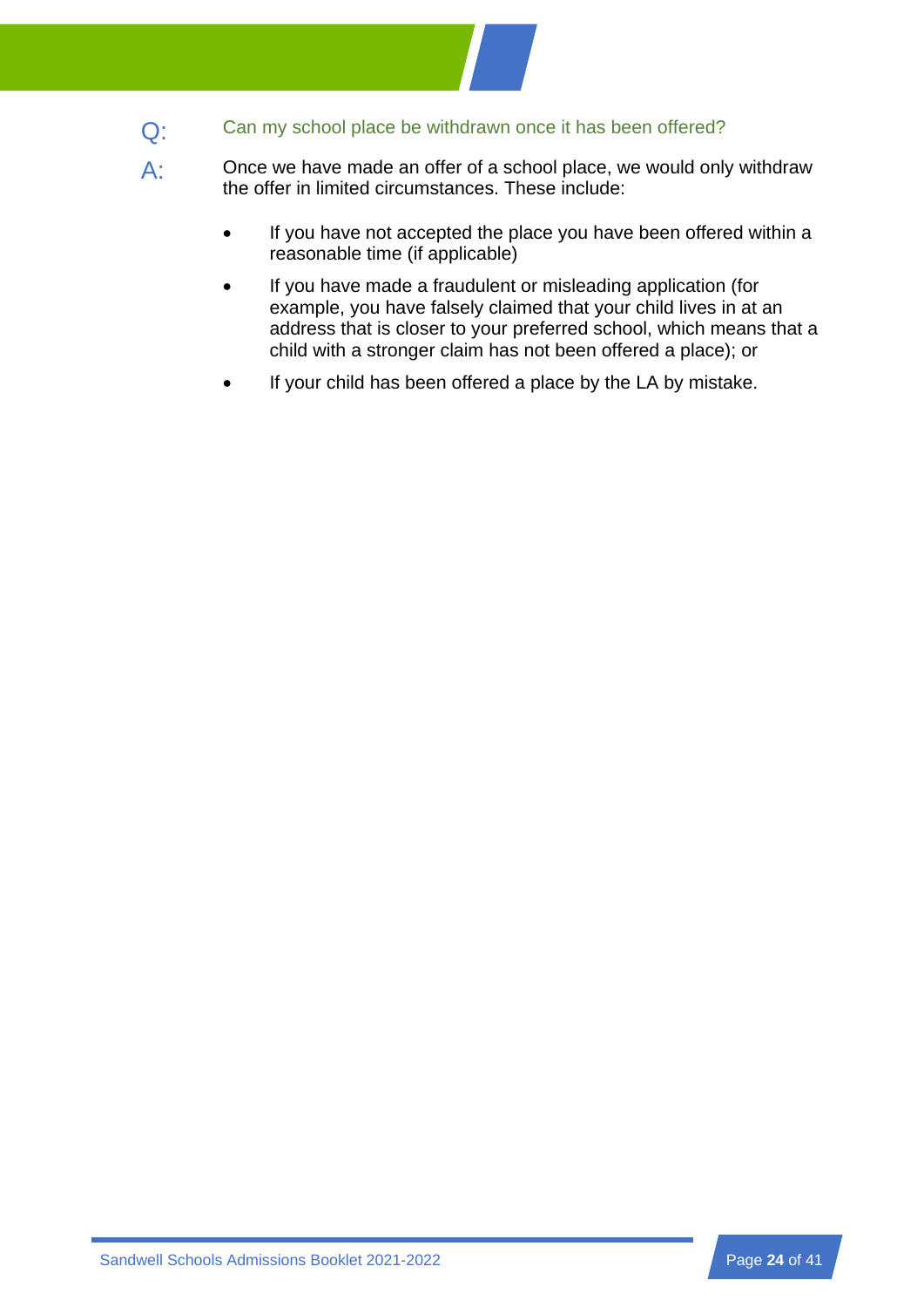Q: Can my school place be withdrawn once it has been offered?

A: Once we have made an offer of a school place, we would only withdraw the offer in limited circumstances. These include:

- If you have not accepted the place you have been offered within a reasonable time (if applicable)
- If you have made a fraudulent or misleading application (for example, you have falsely claimed that your child lives in at an address that is closer to your preferred school, which means that a child with a stronger claim has not been offered a place); or
- If your child has been offered a place by the LA by mistake.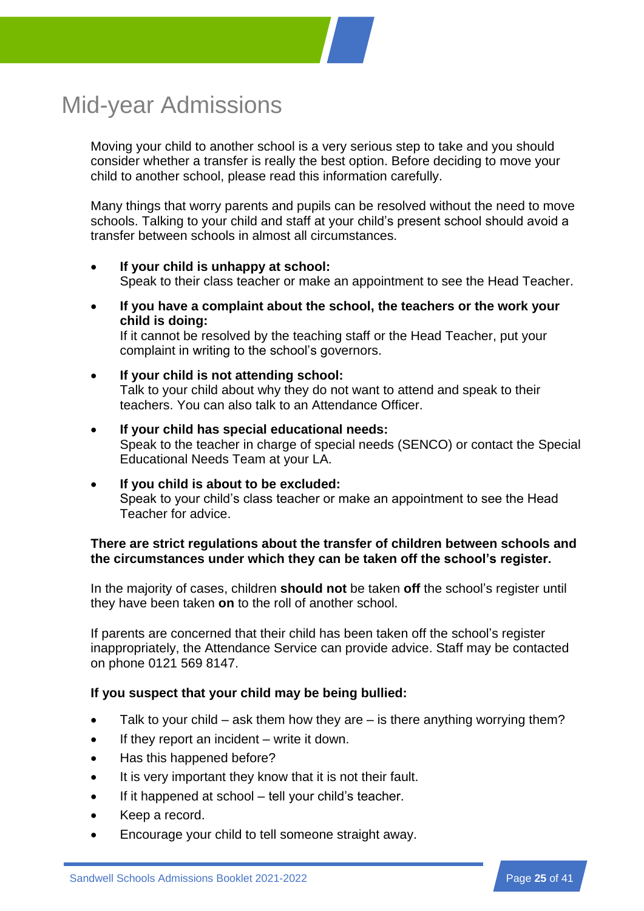# Mid-year Admissions

Moving your child to another school is a very serious step to take and you should consider whether a transfer is really the best option. Before deciding to move your child to another school, please read this information carefully.

Many things that worry parents and pupils can be resolved without the need to move schools. Talking to your child and staff at your child's present school should avoid a transfer between schools in almost all circumstances.

- **If your child is unhappy at school:**
  Speak to their class teacher or make an appointment to see the Head Teacher.
- **If you have a complaint about the school, the teachers or the work your child is doing:**
  If it cannot be resolved by the teaching staff or the Head Teacher, put your complaint in writing to the school's governors.
- **If your child is not attending school:**
  Talk to your child about why they do not want to attend and speak to their teachers. You can also talk to an Attendance Officer.
- **If your child has special educational needs:**
  Speak to the teacher in charge of special needs (SENCO) or contact the Special Educational Needs Team at your LA.
- **If you child is about to be excluded:**
  Speak to your child's class teacher or make an appointment to see the Head Teacher for advice.

**There are strict regulations about the transfer of children between schools and the circumstances under which they can be taken off the school's register.**

In the majority of cases, children **should not** be taken **off** the school's register until they have been taken **on** to the roll of another school.

If parents are concerned that their child has been taken off the school's register inappropriately, the Attendance Service can provide advice. Staff may be contacted on phone 0121 569 8147.

**If you suspect that your child may be being bullied:**

- Talk to your child – ask them how they are – is there anything worrying them?
- If they report an incident – write it down.
- Has this happened before?
- It is very important they know that it is not their fault.
- If it happened at school – tell your child's teacher.
- Keep a record.
- Encourage your child to tell someone straight away.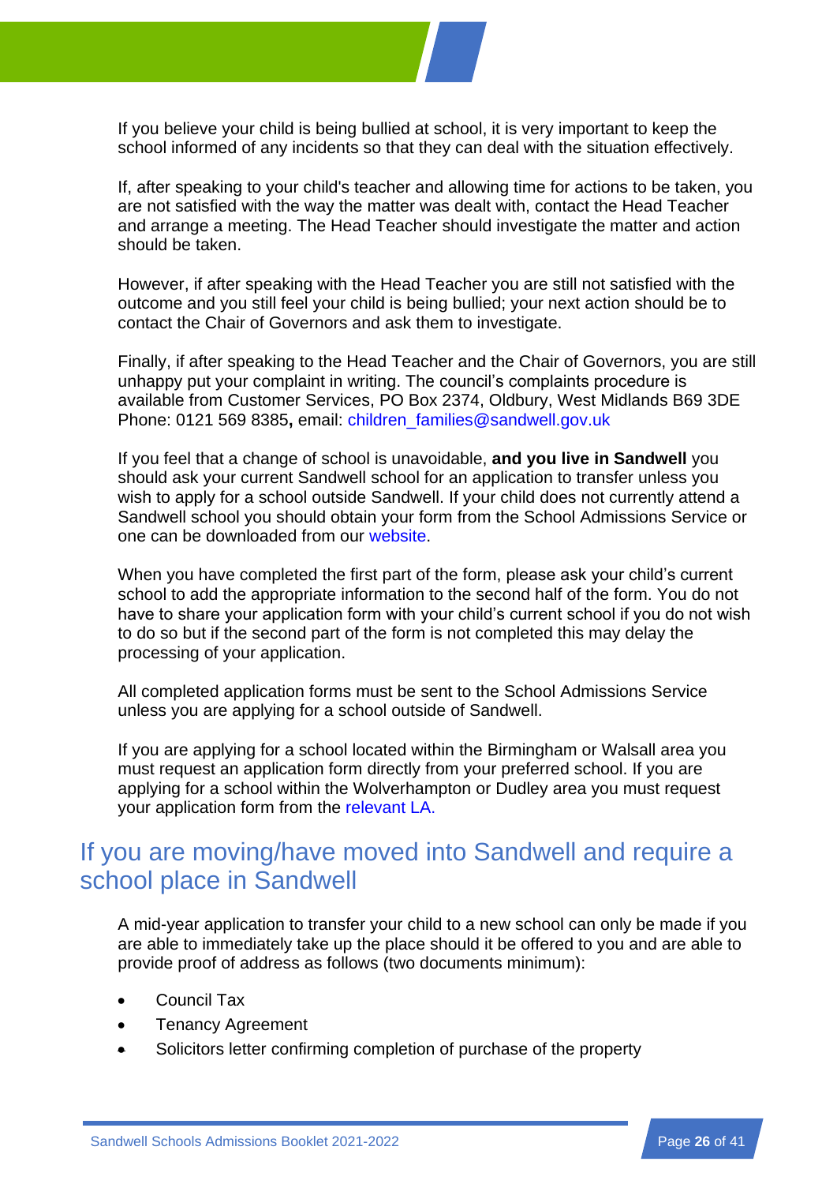If you believe your child is being bullied at school, it is very important to keep the school informed of any incidents so that they can deal with the situation effectively.

If, after speaking to your child's teacher and allowing time for actions to be taken, you are not satisfied with the way the matter was dealt with, contact the Head Teacher and arrange a meeting. The Head Teacher should investigate the matter and action should be taken.

However, if after speaking with the Head Teacher you are still not satisfied with the outcome and you still feel your child is being bullied; your next action should be to contact the Chair of Governors and ask them to investigate.

Finally, if after speaking to the Head Teacher and the Chair of Governors, you are still unhappy put your complaint in writing. The council's complaints procedure is available from Customer Services, PO Box 2374, Oldbury, West Midlands B69 3DE Phone: 0121 569 8385**,** email: children_families@sandwell.gov.uk

If you feel that a change of school is unavoidable, **and you live in Sandwell** you should ask your current Sandwell school for an application to transfer unless you wish to apply for a school outside Sandwell. If your child does not currently attend a Sandwell school you should obtain your form from the School Admissions Service or one can be downloaded from our website.

When you have completed the first part of the form, please ask your child's current school to add the appropriate information to the second half of the form. You do not have to share your application form with your child's current school if you do not wish to do so but if the second part of the form is not completed this may delay the processing of your application.

All completed application forms must be sent to the School Admissions Service unless you are applying for a school outside of Sandwell.

If you are applying for a school located within the Birmingham or Walsall area you must request an application form directly from your preferred school. If you are applying for a school within the Wolverhampton or Dudley area you must request your application form from the relevant LA.

## If you are moving/have moved into Sandwell and require a school place in Sandwell

A mid-year application to transfer your child to a new school can only be made if you are able to immediately take up the place should it be offered to you and are able to provide proof of address as follows (two documents minimum):

- Council Tax
- Tenancy Agreement
- Solicitors letter confirming completion of purchase of the property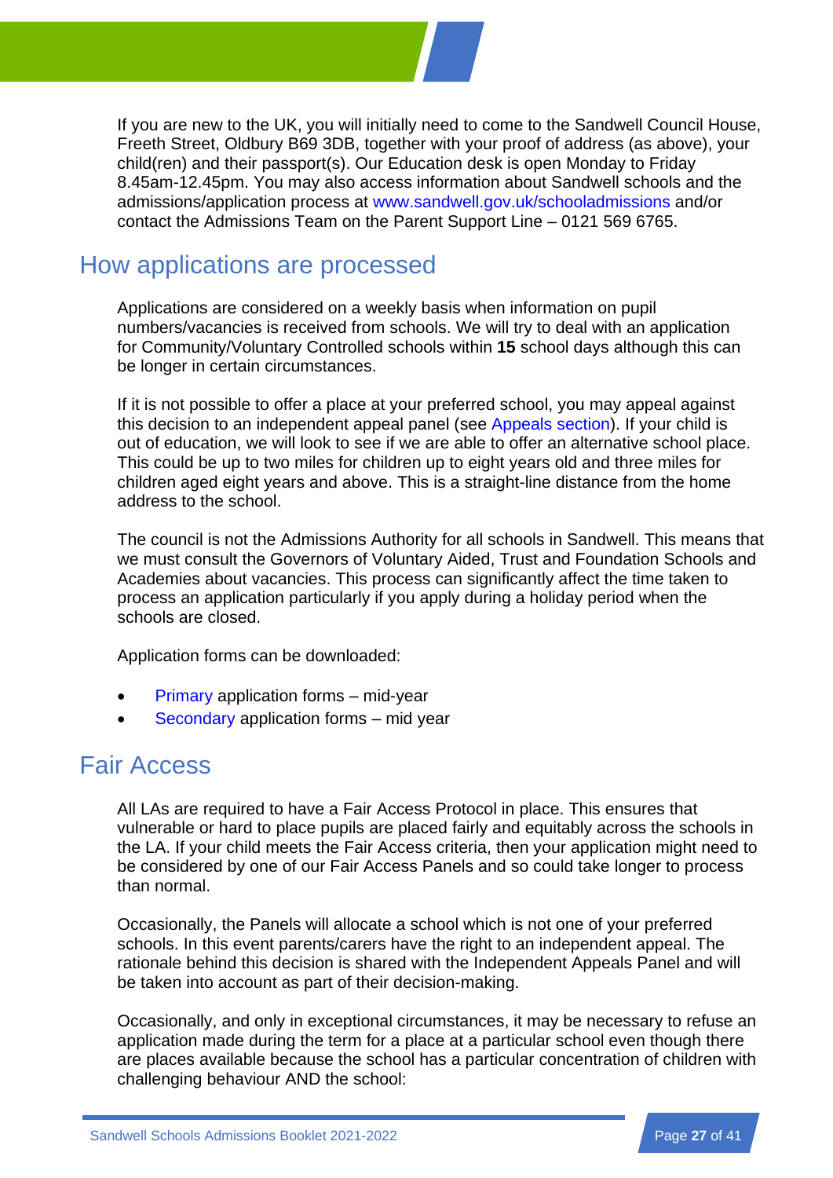If you are new to the UK, you will initially need to come to the Sandwell Council House, Freeth Street, Oldbury B69 3DB, together with your proof of address (as above), your child(ren) and their passport(s). Our Education desk is open Monday to Friday 8.45am-12.45pm. You may also access information about Sandwell schools and the admissions/application process at www.sandwell.gov.uk/schooladmissions and/or contact the Admissions Team on the Parent Support Line – 0121 569 6765.

## How applications are processed

Applications are considered on a weekly basis when information on pupil numbers/vacancies is received from schools. We will try to deal with an application for Community/Voluntary Controlled schools within **15** school days although this can be longer in certain circumstances.

If it is not possible to offer a place at your preferred school, you may appeal against this decision to an independent appeal panel (see Appeals section). If your child is out of education, we will look to see if we are able to offer an alternative school place. This could be up to two miles for children up to eight years old and three miles for children aged eight years and above. This is a straight-line distance from the home address to the school.

The council is not the Admissions Authority for all schools in Sandwell. This means that we must consult the Governors of Voluntary Aided, Trust and Foundation Schools and Academies about vacancies. This process can significantly affect the time taken to process an application particularly if you apply during a holiday period when the schools are closed.

Application forms can be downloaded:

- Primary application forms – mid-year
- Secondary application forms – mid year

## Fair Access

All LAs are required to have a Fair Access Protocol in place. This ensures that vulnerable or hard to place pupils are placed fairly and equitably across the schools in the LA. If your child meets the Fair Access criteria, then your application might need to be considered by one of our Fair Access Panels and so could take longer to process than normal.

Occasionally, the Panels will allocate a school which is not one of your preferred schools. In this event parents/carers have the right to an independent appeal. The rationale behind this decision is shared with the Independent Appeals Panel and will be taken into account as part of their decision-making.

Occasionally, and only in exceptional circumstances, it may be necessary to refuse an application made during the term for a place at a particular school even though there are places available because the school has a particular concentration of children with challenging behaviour AND the school: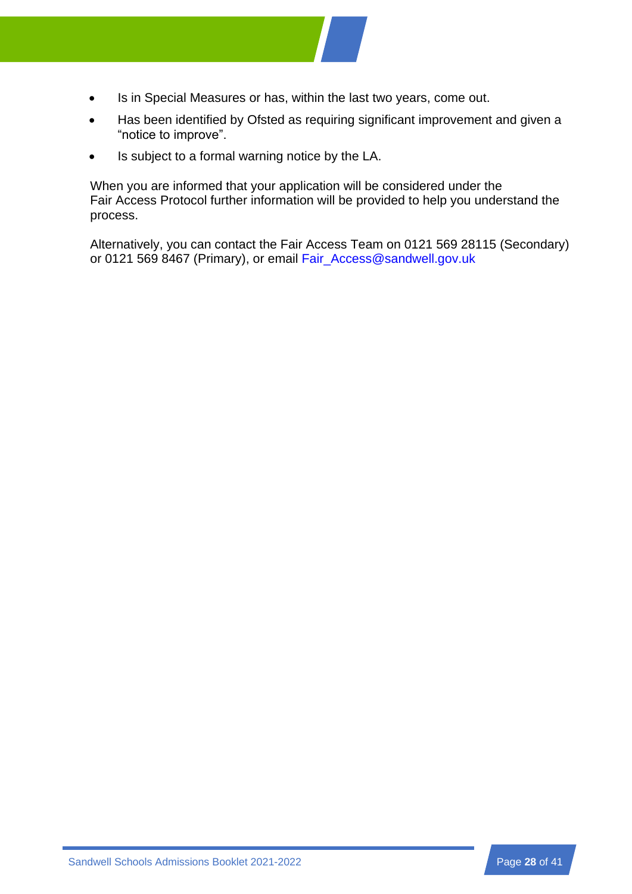- Is in Special Measures or has, within the last two years, come out.
- Has been identified by Ofsted as requiring significant improvement and given a "notice to improve".
- Is subject to a formal warning notice by the LA.

When you are informed that your application will be considered under the Fair Access Protocol further information will be provided to help you understand the process.

Alternatively, you can contact the Fair Access Team on 0121 569 28115 (Secondary) or 0121 569 8467 (Primary), or email Fair_Access@sandwell.gov.uk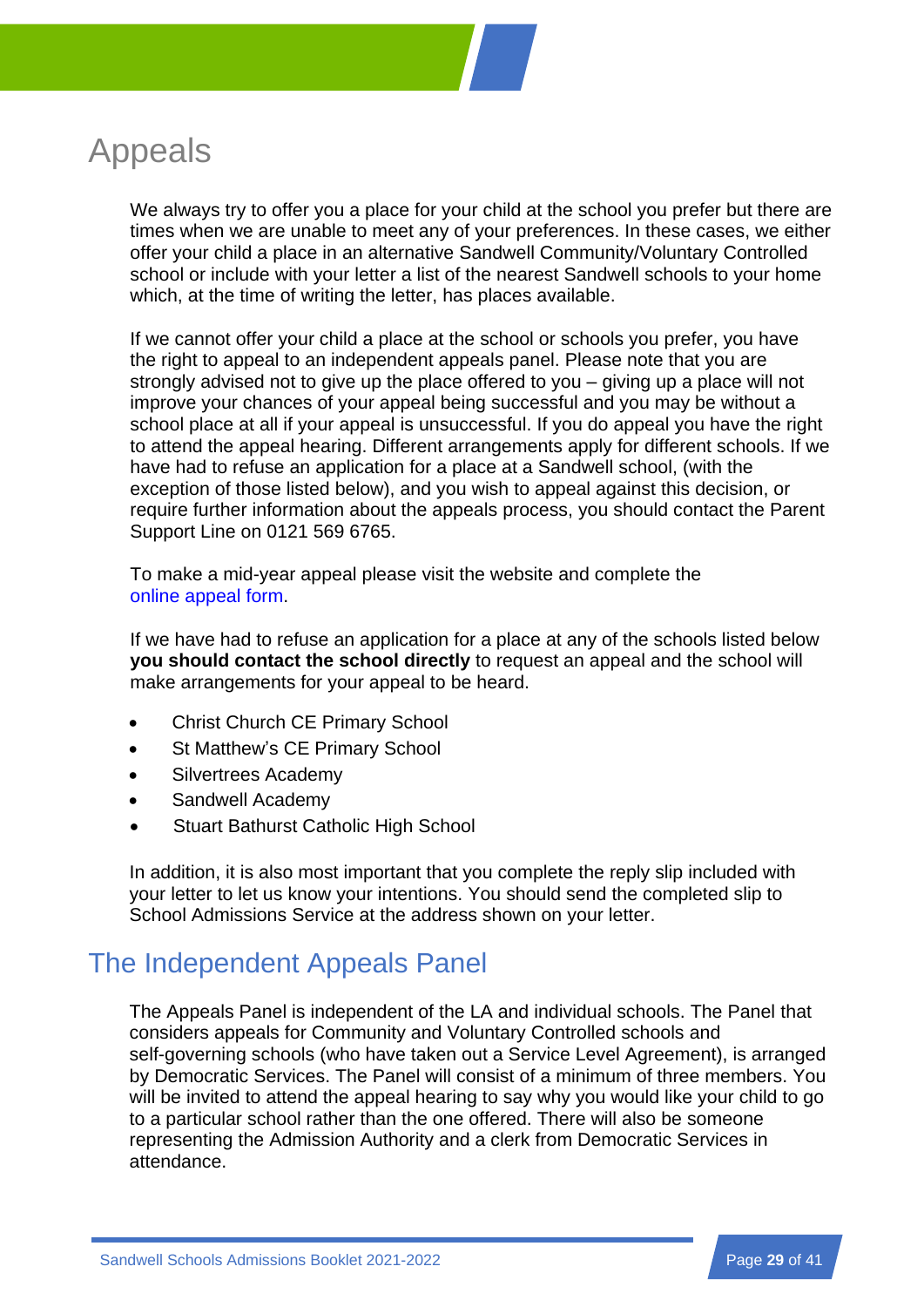# Appeals

We always try to offer you a place for your child at the school you prefer but there are times when we are unable to meet any of your preferences. In these cases, we either offer your child a place in an alternative Sandwell Community/Voluntary Controlled school or include with your letter a list of the nearest Sandwell schools to your home which, at the time of writing the letter, has places available.

If we cannot offer your child a place at the school or schools you prefer, you have the right to appeal to an independent appeals panel. Please note that you are strongly advised not to give up the place offered to you – giving up a place will not improve your chances of your appeal being successful and you may be without a school place at all if your appeal is unsuccessful. If you do appeal you have the right to attend the appeal hearing. Different arrangements apply for different schools. If we have had to refuse an application for a place at a Sandwell school, (with the exception of those listed below), and you wish to appeal against this decision, or require further information about the appeals process, you should contact the Parent Support Line on 0121 569 6765.

To make a mid-year appeal please visit the website and complete the online appeal form.

If we have had to refuse an application for a place at any of the schools listed below **you should contact the school directly** to request an appeal and the school will make arrangements for your appeal to be heard.

- Christ Church CE Primary School
- St Matthew's CE Primary School
- Silvertrees Academy
- Sandwell Academy
- Stuart Bathurst Catholic High School

In addition, it is also most important that you complete the reply slip included with your letter to let us know your intentions. You should send the completed slip to School Admissions Service at the address shown on your letter.

## The Independent Appeals Panel

The Appeals Panel is independent of the LA and individual schools. The Panel that considers appeals for Community and Voluntary Controlled schools and self-governing schools (who have taken out a Service Level Agreement), is arranged by Democratic Services. The Panel will consist of a minimum of three members. You will be invited to attend the appeal hearing to say why you would like your child to go to a particular school rather than the one offered. There will also be someone representing the Admission Authority and a clerk from Democratic Services in attendance.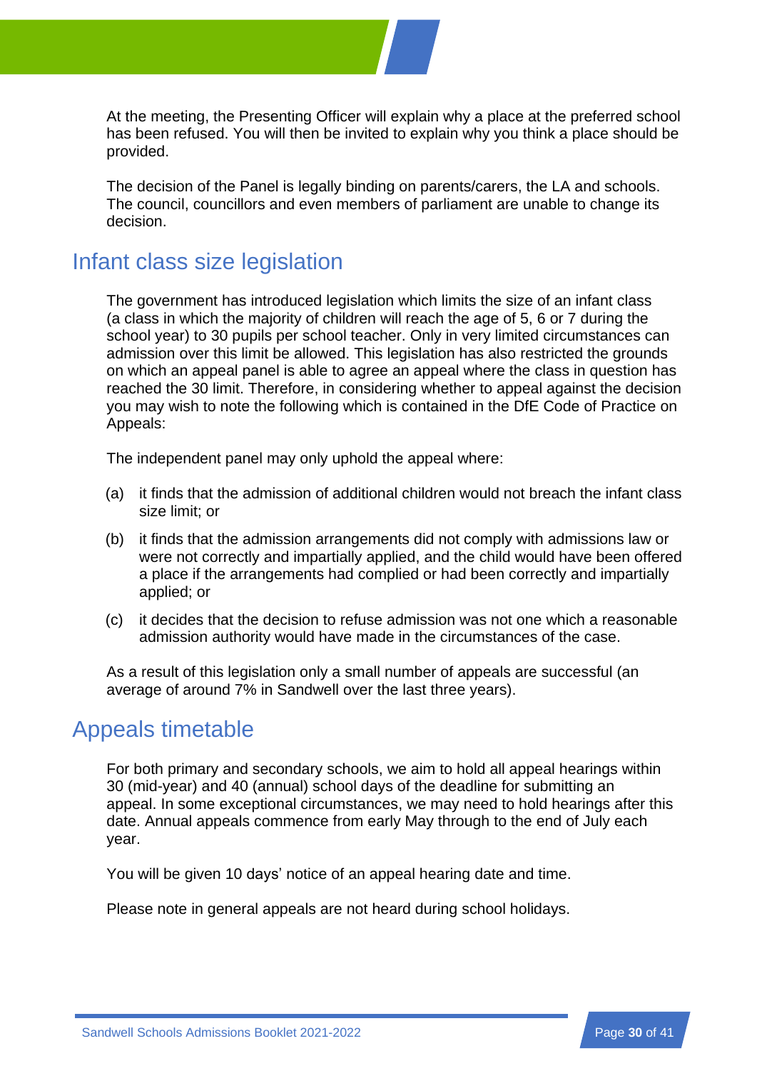At the meeting, the Presenting Officer will explain why a place at the preferred school has been refused. You will then be invited to explain why you think a place should be provided.

The decision of the Panel is legally binding on parents/carers, the LA and schools. The council, councillors and even members of parliament are unable to change its decision.

## Infant class size legislation

The government has introduced legislation which limits the size of an infant class (a class in which the majority of children will reach the age of 5, 6 or 7 during the school year) to 30 pupils per school teacher. Only in very limited circumstances can admission over this limit be allowed. This legislation has also restricted the grounds on which an appeal panel is able to agree an appeal where the class in question has reached the 30 limit. Therefore, in considering whether to appeal against the decision you may wish to note the following which is contained in the DfE Code of Practice on Appeals:

The independent panel may only uphold the appeal where:

(a) it finds that the admission of additional children would not breach the infant class size limit; or

(b) it finds that the admission arrangements did not comply with admissions law or were not correctly and impartially applied, and the child would have been offered a place if the arrangements had complied or had been correctly and impartially applied; or

(c) it decides that the decision to refuse admission was not one which a reasonable admission authority would have made in the circumstances of the case.

As a result of this legislation only a small number of appeals are successful (an average of around 7% in Sandwell over the last three years).

## Appeals timetable

For both primary and secondary schools, we aim to hold all appeal hearings within 30 (mid-year) and 40 (annual) school days of the deadline for submitting an appeal. In some exceptional circumstances, we may need to hold hearings after this date. Annual appeals commence from early May through to the end of July each year.

You will be given 10 days' notice of an appeal hearing date and time.

Please note in general appeals are not heard during school holidays.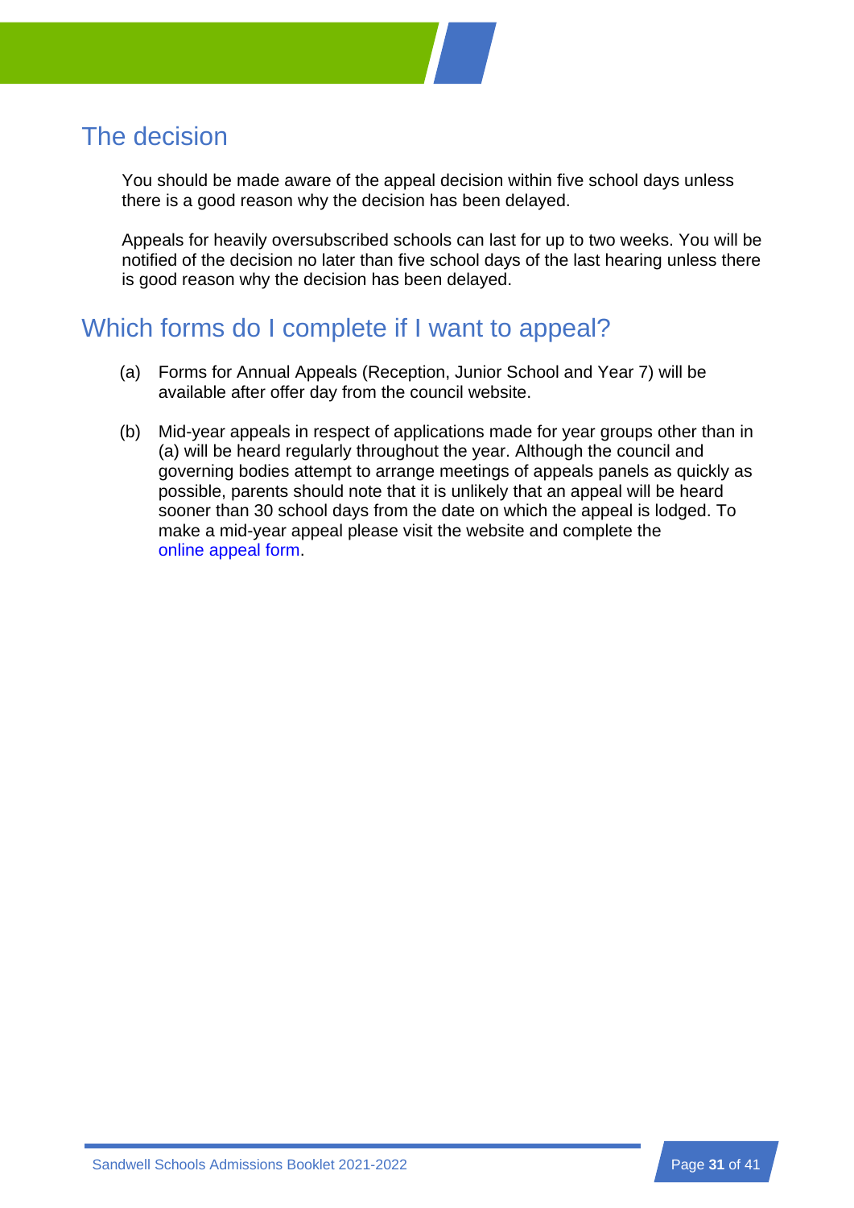## The decision

You should be made aware of the appeal decision within five school days unless there is a good reason why the decision has been delayed.

Appeals for heavily oversubscribed schools can last for up to two weeks. You will be notified of the decision no later than five school days of the last hearing unless there is good reason why the decision has been delayed.

## Which forms do I complete if I want to appeal?

(a) Forms for Annual Appeals (Reception, Junior School and Year 7) will be available after offer day from the council website.

(b) Mid-year appeals in respect of applications made for year groups other than in (a) will be heard regularly throughout the year. Although the council and governing bodies attempt to arrange meetings of appeals panels as quickly as possible, parents should note that it is unlikely that an appeal will be heard sooner than 30 school days from the date on which the appeal is lodged. To make a mid-year appeal please visit the website and complete the online appeal form.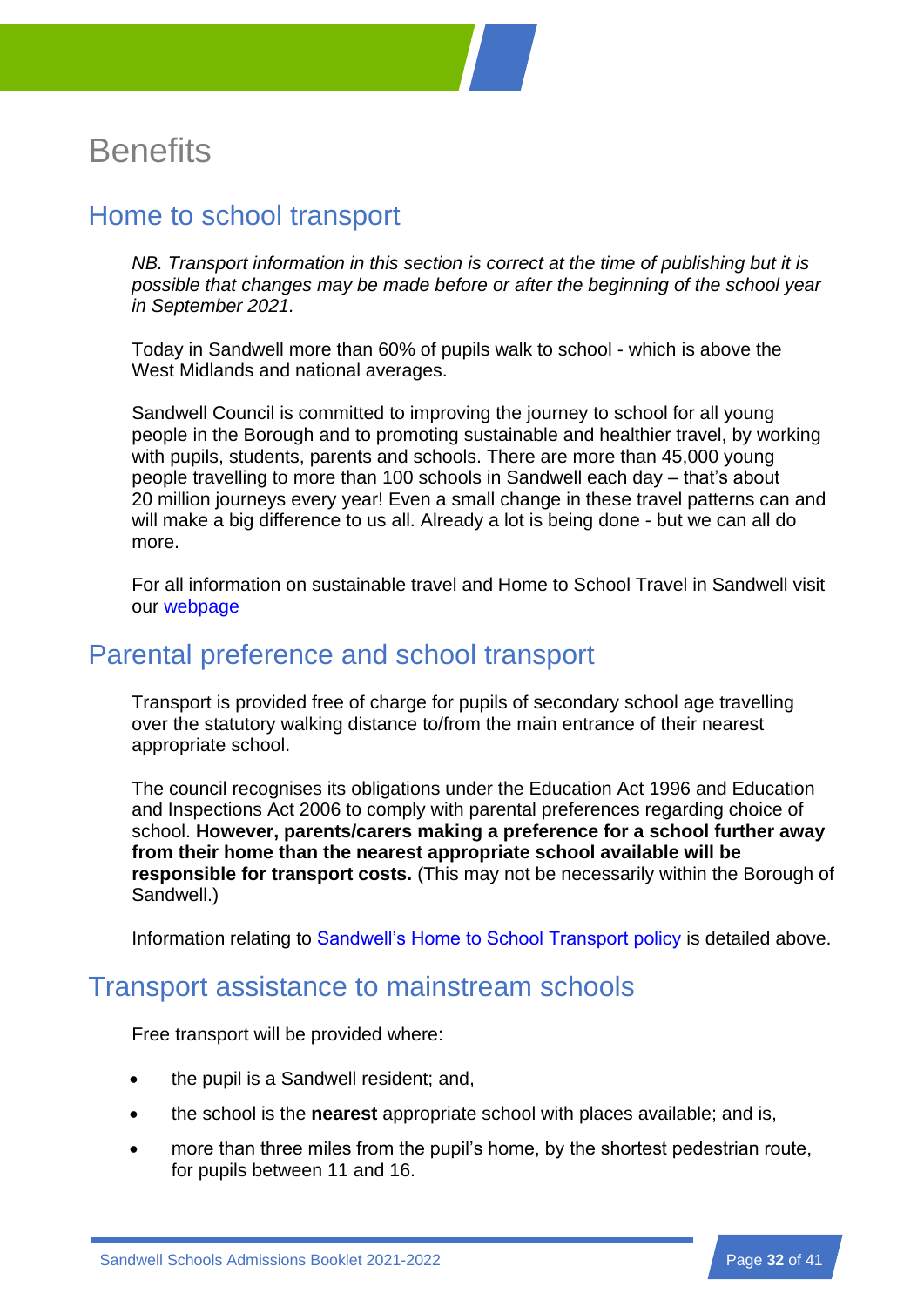# Benefits

## Home to school transport

*NB. Transport information in this section is correct at the time of publishing but it is possible that changes may be made before or after the beginning of the school year in September 2021.*

Today in Sandwell more than 60% of pupils walk to school - which is above the West Midlands and national averages.

Sandwell Council is committed to improving the journey to school for all young people in the Borough and to promoting sustainable and healthier travel, by working with pupils, students, parents and schools. There are more than 45,000 young people travelling to more than 100 schools in Sandwell each day – that's about 20 million journeys every year! Even a small change in these travel patterns can and will make a big difference to us all. Already a lot is being done - but we can all do more.

For all information on sustainable travel and Home to School Travel in Sandwell visit our webpage

## Parental preference and school transport

Transport is provided free of charge for pupils of secondary school age travelling over the statutory walking distance to/from the main entrance of their nearest appropriate school.

The council recognises its obligations under the Education Act 1996 and Education and Inspections Act 2006 to comply with parental preferences regarding choice of school. **However, parents/carers making a preference for a school further away from their home than the nearest appropriate school available will be responsible for transport costs.** (This may not be necessarily within the Borough of Sandwell.)

Information relating to Sandwell's Home to School Transport policy is detailed above.

## Transport assistance to mainstream schools

Free transport will be provided where:

- the pupil is a Sandwell resident; and,
- the school is the **nearest** appropriate school with places available; and is,
- more than three miles from the pupil's home, by the shortest pedestrian route, for pupils between 11 and 16.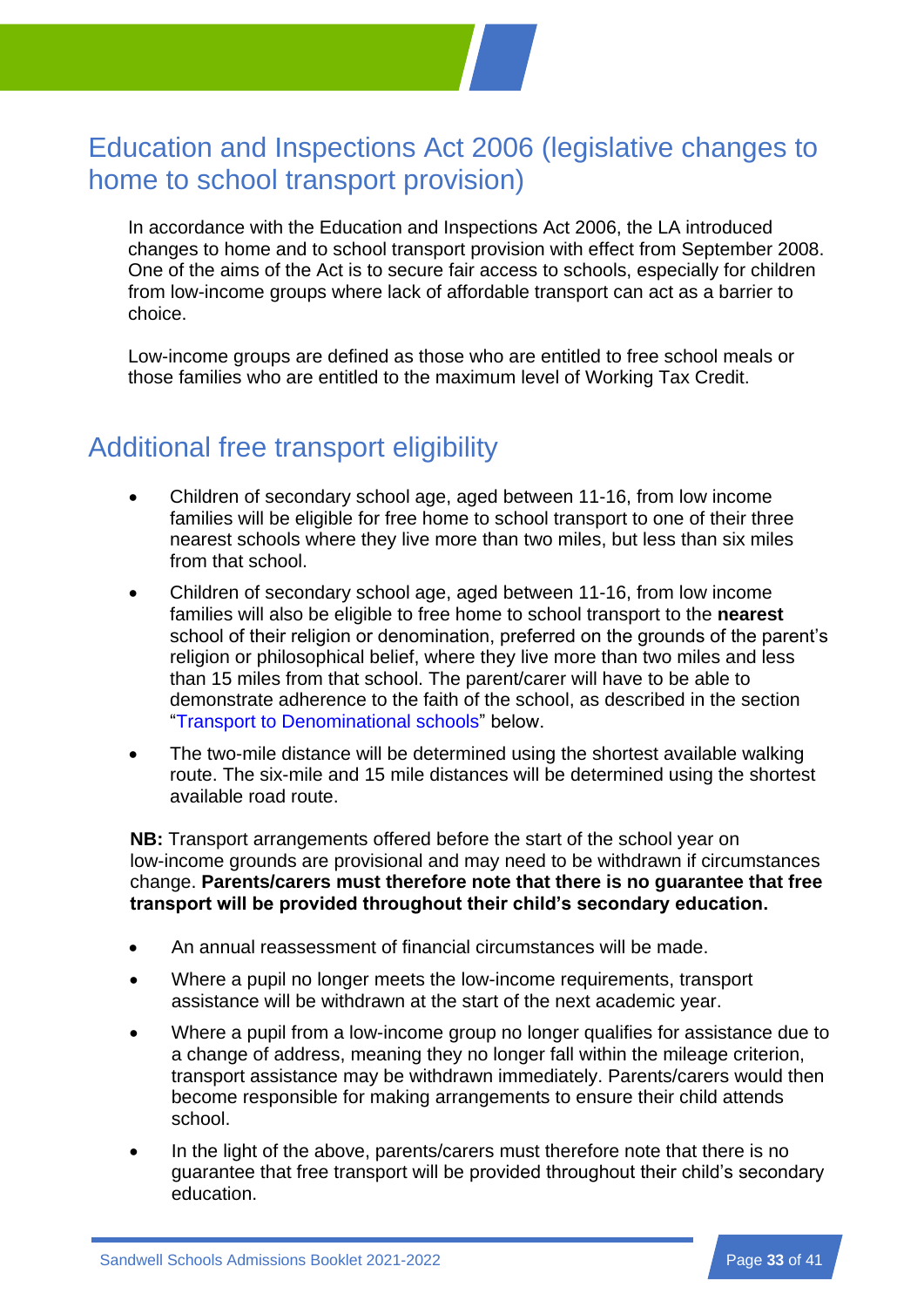## Education and Inspections Act 2006 (legislative changes to home to school transport provision)

In accordance with the Education and Inspections Act 2006, the LA introduced changes to home and to school transport provision with effect from September 2008. One of the aims of the Act is to secure fair access to schools, especially for children from low-income groups where lack of affordable transport can act as a barrier to choice.

Low-income groups are defined as those who are entitled to free school meals or those families who are entitled to the maximum level of Working Tax Credit.

## Additional free transport eligibility

- Children of secondary school age, aged between 11-16, from low income families will be eligible for free home to school transport to one of their three nearest schools where they live more than two miles, but less than six miles from that school.
- Children of secondary school age, aged between 11-16, from low income families will also be eligible to free home to school transport to the **nearest** school of their religion or denomination, preferred on the grounds of the parent's religion or philosophical belief, where they live more than two miles and less than 15 miles from that school. The parent/carer will have to be able to demonstrate adherence to the faith of the school, as described in the section "Transport to Denominational schools" below.
- The two-mile distance will be determined using the shortest available walking route. The six-mile and 15 mile distances will be determined using the shortest available road route.

**NB:** Transport arrangements offered before the start of the school year on low-income grounds are provisional and may need to be withdrawn if circumstances change. **Parents/carers must therefore note that there is no guarantee that free transport will be provided throughout their child's secondary education.**

- An annual reassessment of financial circumstances will be made.
- Where a pupil no longer meets the low-income requirements, transport assistance will be withdrawn at the start of the next academic year.
- Where a pupil from a low-income group no longer qualifies for assistance due to a change of address, meaning they no longer fall within the mileage criterion, transport assistance may be withdrawn immediately. Parents/carers would then become responsible for making arrangements to ensure their child attends school.
- In the light of the above, parents/carers must therefore note that there is no guarantee that free transport will be provided throughout their child's secondary education.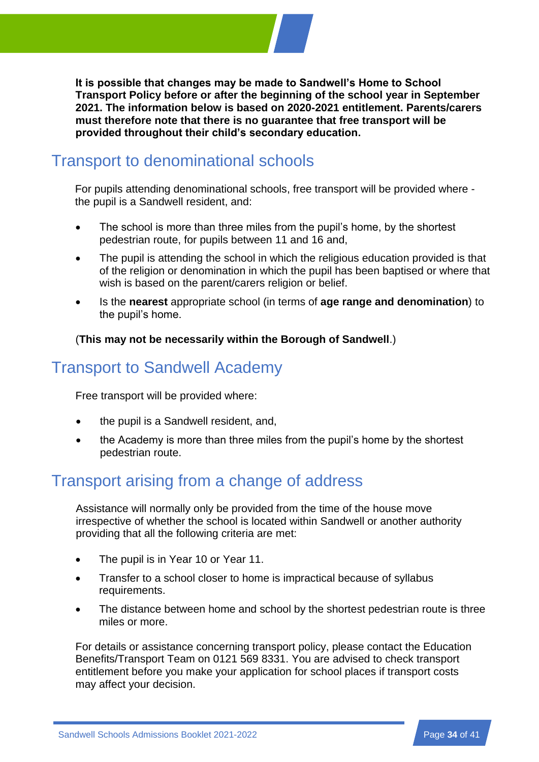**It is possible that changes may be made to Sandwell's Home to School Transport Policy before or after the beginning of the school year in September 2021. The information below is based on 2020-2021 entitlement. Parents/carers must therefore note that there is no guarantee that free transport will be provided throughout their child's secondary education.**

## Transport to denominational schools

For pupils attending denominational schools, free transport will be provided where - the pupil is a Sandwell resident, and:

- The school is more than three miles from the pupil's home, by the shortest pedestrian route, for pupils between 11 and 16 and,
- The pupil is attending the school in which the religious education provided is that of the religion or denomination in which the pupil has been baptised or where that wish is based on the parent/carers religion or belief.
- Is the **nearest** appropriate school (in terms of **age range and denomination**) to the pupil's home.

(**This may not be necessarily within the Borough of Sandwell**.)

## Transport to Sandwell Academy

Free transport will be provided where:

- the pupil is a Sandwell resident, and,
- the Academy is more than three miles from the pupil's home by the shortest pedestrian route.

## Transport arising from a change of address

Assistance will normally only be provided from the time of the house move irrespective of whether the school is located within Sandwell or another authority providing that all the following criteria are met:

- The pupil is in Year 10 or Year 11.
- Transfer to a school closer to home is impractical because of syllabus requirements.
- The distance between home and school by the shortest pedestrian route is three miles or more.

For details or assistance concerning transport policy, please contact the Education Benefits/Transport Team on 0121 569 8331. You are advised to check transport entitlement before you make your application for school places if transport costs may affect your decision.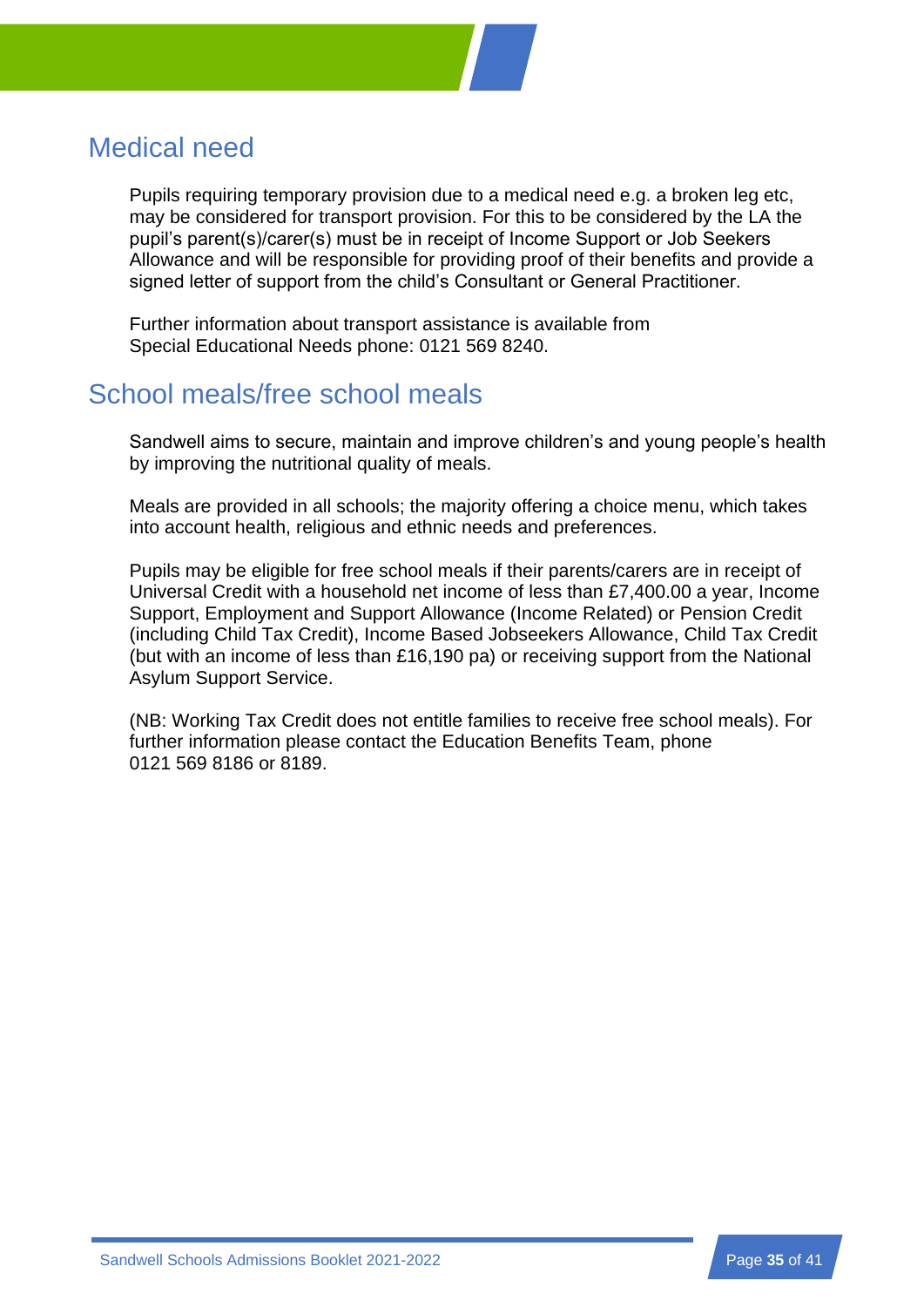## Medical need

Pupils requiring temporary provision due to a medical need e.g. a broken leg etc, may be considered for transport provision. For this to be considered by the LA the pupil's parent(s)/carer(s) must be in receipt of Income Support or Job Seekers Allowance and will be responsible for providing proof of their benefits and provide a signed letter of support from the child's Consultant or General Practitioner.

Further information about transport assistance is available from Special Educational Needs phone: 0121 569 8240.

## School meals/free school meals

Sandwell aims to secure, maintain and improve children's and young people's health by improving the nutritional quality of meals.

Meals are provided in all schools; the majority offering a choice menu, which takes into account health, religious and ethnic needs and preferences.

Pupils may be eligible for free school meals if their parents/carers are in receipt of Universal Credit with a household net income of less than £7,400.00 a year, Income Support, Employment and Support Allowance (Income Related) or Pension Credit (including Child Tax Credit), Income Based Jobseekers Allowance, Child Tax Credit (but with an income of less than £16,190 pa) or receiving support from the National Asylum Support Service.

(NB: Working Tax Credit does not entitle families to receive free school meals). For further information please contact the Education Benefits Team, phone 0121 569 8186 or 8189.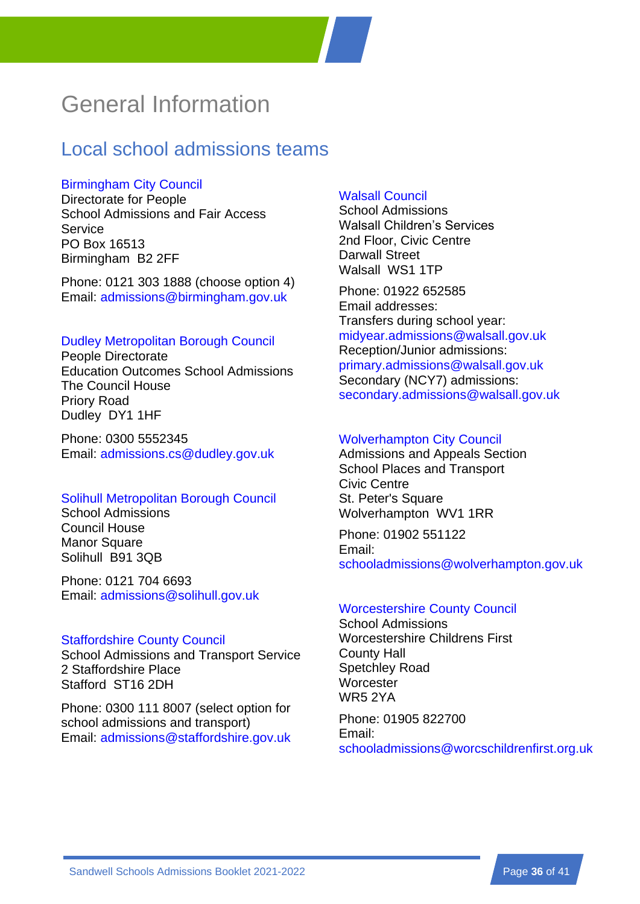# General Information

## Local school admissions teams

### Birmingham City Council

Directorate for People
School Admissions and Fair Access Service
PO Box 16513
Birmingham B2 2FF

Phone: 0121 303 1888 (choose option 4)
Email: admissions@birmingham.gov.uk

### Dudley Metropolitan Borough Council

People Directorate
Education Outcomes School Admissions
The Council House
Priory Road
Dudley DY1 1HF

Phone: 0300 5552345
Email: admissions.cs@dudley.gov.uk

### Solihull Metropolitan Borough Council

School Admissions
Council House
Manor Square
Solihull B91 3QB

Phone: 0121 704 6693
Email: admissions@solihull.gov.uk

### Staffordshire County Council

School Admissions and Transport Service
2 Staffordshire Place
Stafford ST16 2DH

Phone: 0300 111 8007 (select option for school admissions and transport)
Email: admissions@staffordshire.gov.uk

### Walsall Council

School Admissions
Walsall Children's Services
2nd Floor, Civic Centre
Darwall Street
Walsall WS1 1TP

Phone: 01922 652585
Email addresses:
Transfers during school year:
midyear.admissions@walsall.gov.uk
Reception/Junior admissions:
primary.admissions@walsall.gov.uk
Secondary (NCY7) admissions:
secondary.admissions@walsall.gov.uk

### Wolverhampton City Council

Admissions and Appeals Section
School Places and Transport
Civic Centre
St. Peter's Square
Wolverhampton WV1 1RR

Phone: 01902 551122
Email:
schooladmissions@wolverhampton.gov.uk

### Worcestershire County Council

School Admissions
Worcestershire Childrens First
County Hall
Spetchley Road
Worcester
WR5 2YA

Phone: 01905 822700
Email:
schooladmissions@worcschildrenfirst.org.uk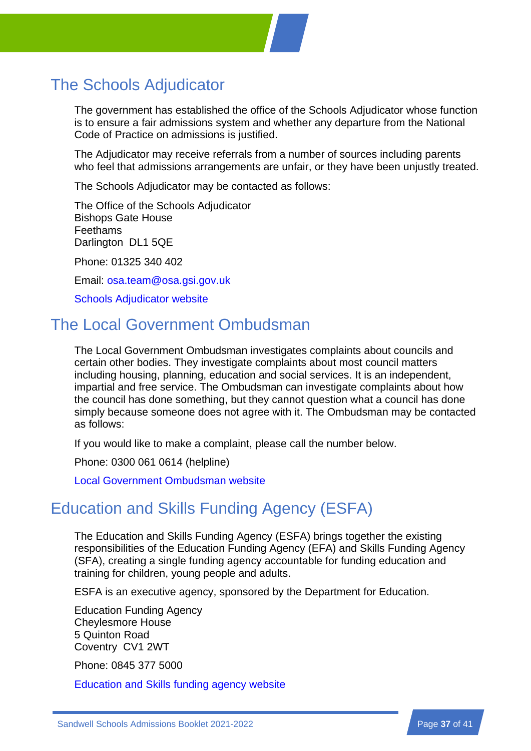## The Schools Adjudicator

The government has established the office of the Schools Adjudicator whose function is to ensure a fair admissions system and whether any departure from the National Code of Practice on admissions is justified.

The Adjudicator may receive referrals from a number of sources including parents who feel that admissions arrangements are unfair, or they have been unjustly treated.

The Schools Adjudicator may be contacted as follows:

The Office of the Schools Adjudicator
Bishops Gate House
Feethams
Darlington DL1 5QE

Phone: 01325 340 402

Email: osa.team@osa.gsi.gov.uk

Schools Adjudicator website

## The Local Government Ombudsman

The Local Government Ombudsman investigates complaints about councils and certain other bodies. They investigate complaints about most council matters including housing, planning, education and social services. It is an independent, impartial and free service. The Ombudsman can investigate complaints about how the council has done something, but they cannot question what a council has done simply because someone does not agree with it. The Ombudsman may be contacted as follows:

If you would like to make a complaint, please call the number below.

Phone: 0300 061 0614 (helpline)

Local Government Ombudsman website

## Education and Skills Funding Agency (ESFA)

The Education and Skills Funding Agency (ESFA) brings together the existing responsibilities of the Education Funding Agency (EFA) and Skills Funding Agency (SFA), creating a single funding agency accountable for funding education and training for children, young people and adults.

ESFA is an executive agency, sponsored by the Department for Education.

Education Funding Agency
Cheylesmore House
5 Quinton Road
Coventry CV1 2WT

Phone: 0845 377 5000

Education and Skills funding agency website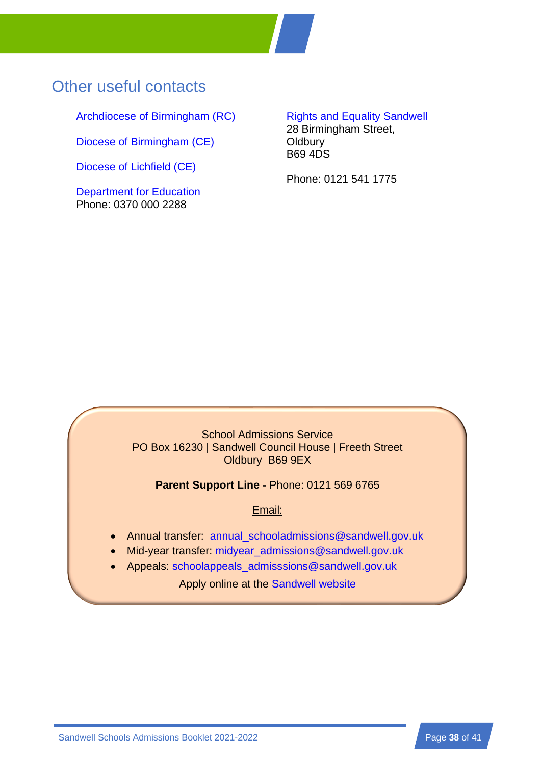## Other useful contacts

Archdiocese of Birmingham (RC)

Diocese of Birmingham (CE)

Diocese of Lichfield (CE)

Department for Education
Phone: 0370 000 2288

Rights and Equality Sandwell
28 Birmingham Street,
Oldbury
B69 4DS

Phone: 0121 541 1775

School Admissions Service
PO Box 16230 | Sandwell Council House | Freeth Street
Oldbury B69 9EX

**Parent Support Line -** Phone: 0121 569 6765

Email:

- Annual transfer: annual_schooladmissions@sandwell.gov.uk
- Mid-year transfer: midyear_admissions@sandwell.gov.uk
- Appeals: schoolappeals_admisssions@sandwell.gov.uk

Apply online at the Sandwell website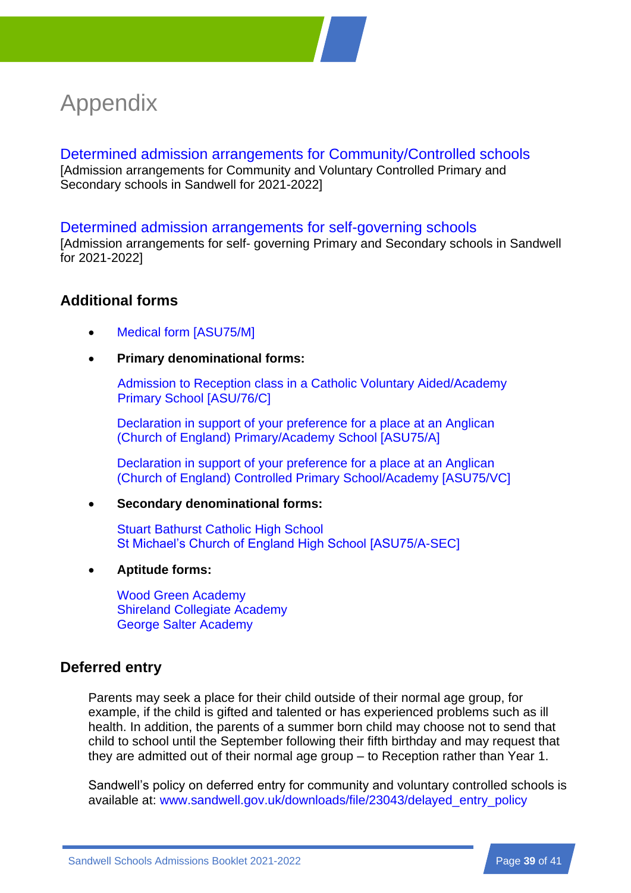# Appendix

## Determined admission arrangements for Community/Controlled schools

[Admission arrangements for Community and Voluntary Controlled Primary and Secondary schools in Sandwell for 2021-2022]

## Determined admission arrangements for self-governing schools

[Admission arrangements for self- governing Primary and Secondary schools in Sandwell for 2021-2022]

## Additional forms

- Medical form [ASU75/M]
- **Primary denominational forms:**

  Admission to Reception class in a Catholic Voluntary Aided/Academy Primary School [ASU/76/C]

  Declaration in support of your preference for a place at an Anglican (Church of England) Primary/Academy School [ASU75/A]

  Declaration in support of your preference for a place at an Anglican (Church of England) Controlled Primary School/Academy [ASU75/VC]

- **Secondary denominational forms:**

  Stuart Bathurst Catholic High School
  St Michael's Church of England High School [ASU75/A-SEC]

- **Aptitude forms:**

  Wood Green Academy
  Shireland Collegiate Academy
  George Salter Academy

## Deferred entry

Parents may seek a place for their child outside of their normal age group, for example, if the child is gifted and talented or has experienced problems such as ill health. In addition, the parents of a summer born child may choose not to send that child to school until the September following their fifth birthday and may request that they are admitted out of their normal age group – to Reception rather than Year 1.

Sandwell's policy on deferred entry for community and voluntary controlled schools is available at: www.sandwell.gov.uk/downloads/file/23043/delayed_entry_policy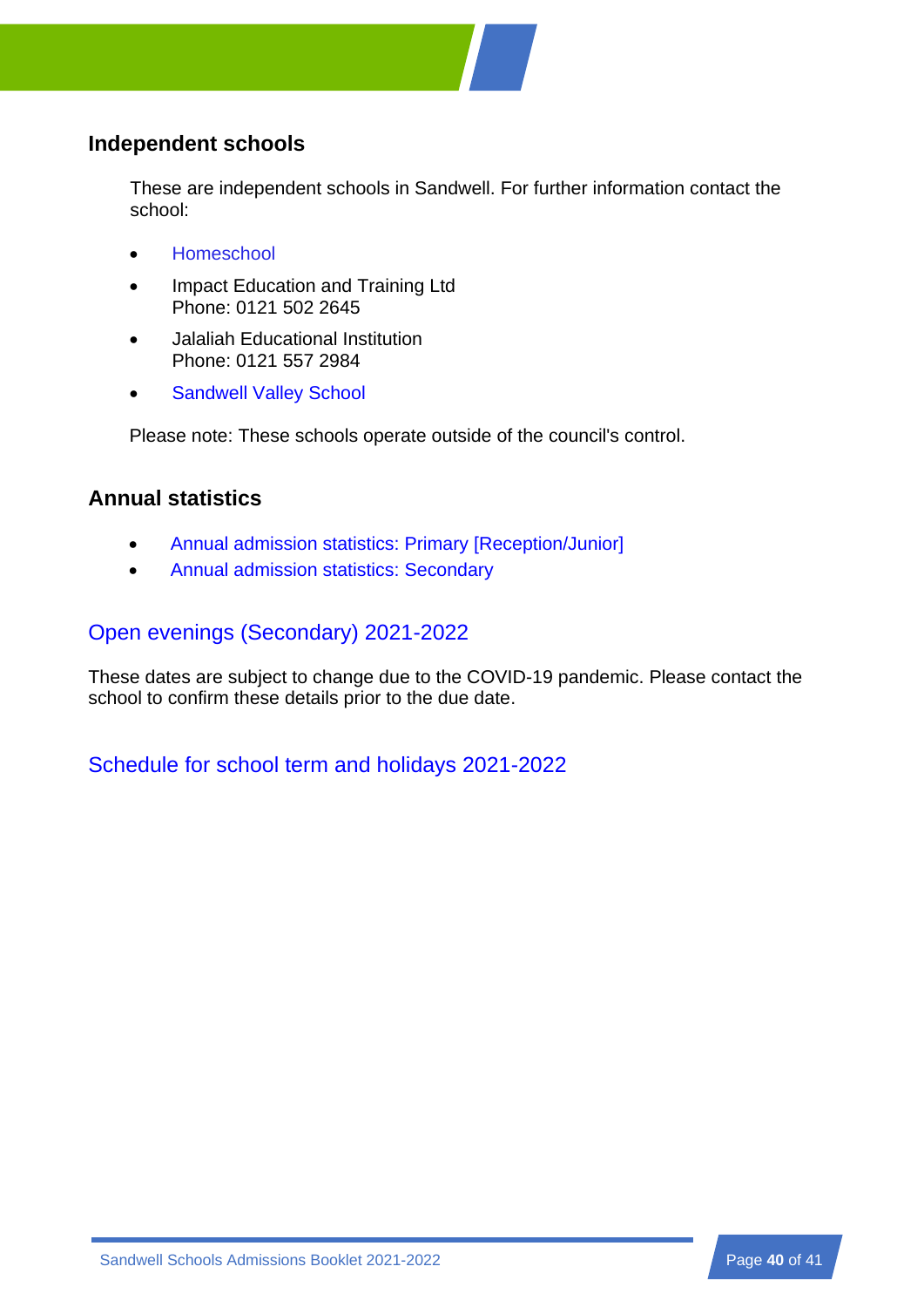## Independent schools

These are independent schools in Sandwell. For further information contact the school:

- Homeschool
- Impact Education and Training Ltd
  Phone: 0121 502 2645
- Jalaliah Educational Institution
  Phone: 0121 557 2984
- Sandwell Valley School

Please note: These schools operate outside of the council's control.

## Annual statistics

- Annual admission statistics: Primary [Reception/Junior]
- Annual admission statistics: Secondary

## Open evenings (Secondary) 2021-2022

These dates are subject to change due to the COVID-19 pandemic. Please contact the school to confirm these details prior to the due date.

## Schedule for school term and holidays 2021-2022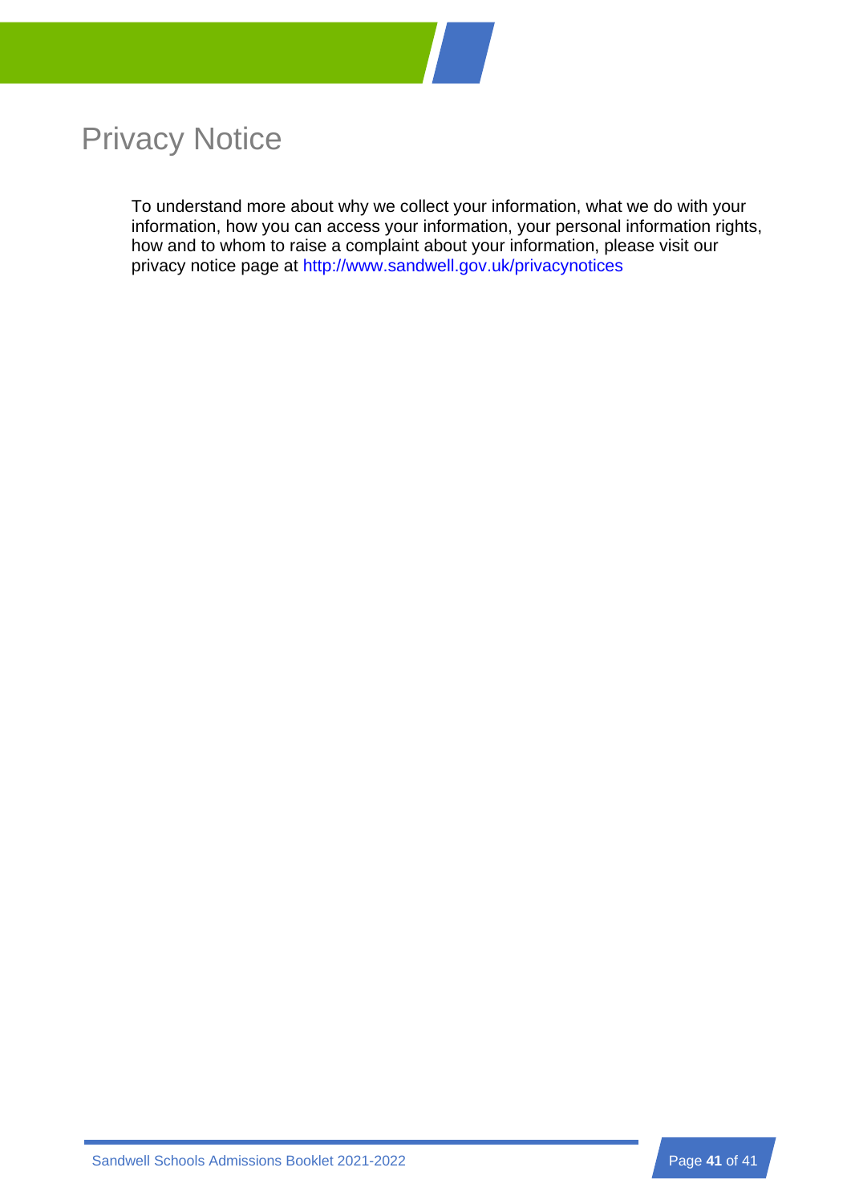# Privacy Notice

To understand more about why we collect your information, what we do with your information, how you can access your information, your personal information rights, how and to whom to raise a complaint about your information, please visit our privacy notice page at http://www.sandwell.gov.uk/privacynotices